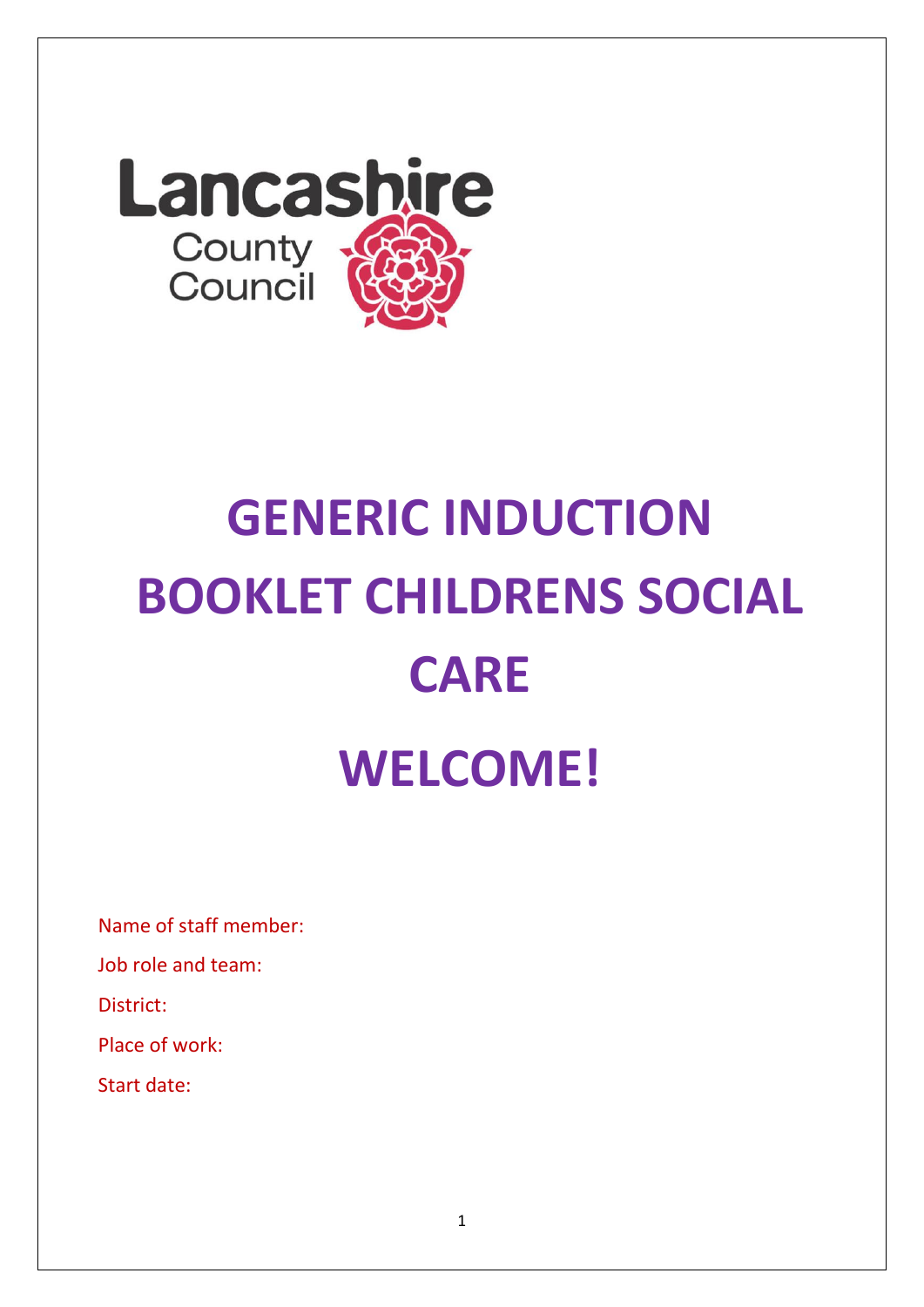Lancashire County Council

# GENERIC INDUCTION BOOKLET CHILDRENS SOCIAL CARE

# WELCOME!

Name of staff member:

Job role and team:

District:

Place of work:

Start date: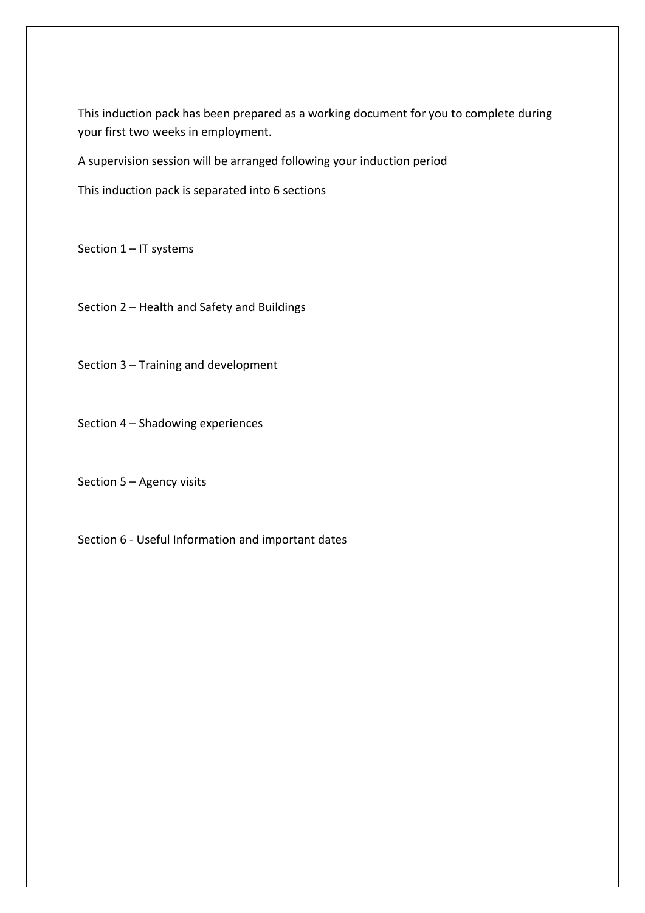This induction pack has been prepared as a working document for you to complete during your first two weeks in employment.

A supervision session will be arranged following your induction period

This induction pack is separated into 6 sections

Section 1 – IT systems

Section 2 – Health and Safety and Buildings

Section 3 – Training and development

Section 4 – Shadowing experiences

Section 5 – Agency visits

Section 6 - Useful Information and important dates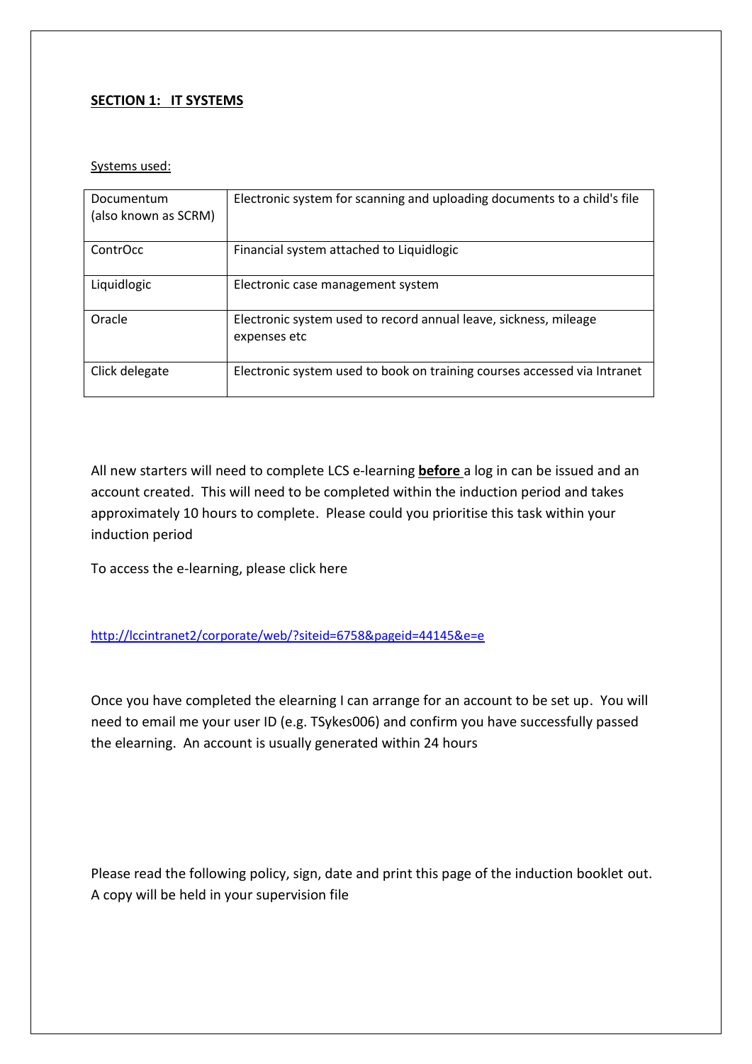## SECTION 1: IT SYSTEMS

Systems used:

| | |
|---|---|
| Documentum (also known as SCRM) | Electronic system for scanning and uploading documents to a child's file |
| ContrOcc | Financial system attached to Liquidlogic |
| Liquidlogic | Electronic case management system |
| Oracle | Electronic system used to record annual leave, sickness, mileage expenses etc |
| Click delegate | Electronic system used to book on training courses accessed via Intranet |

All new starters will need to complete LCS e-learning **before** a log in can be issued and an account created. This will need to be completed within the induction period and takes approximately 10 hours to complete. Please could you prioritise this task within your induction period

To access the e-learning, please click here

http://lccintranet2/corporate/web/?siteid=6758&pageid=44145&e=e

Once you have completed the elearning I can arrange for an account to be set up. You will need to email me your user ID (e.g. TSykes006) and confirm you have successfully passed the elearning. An account is usually generated within 24 hours

Please read the following policy, sign, date and print this page of the induction booklet out. A copy will be held in your supervision file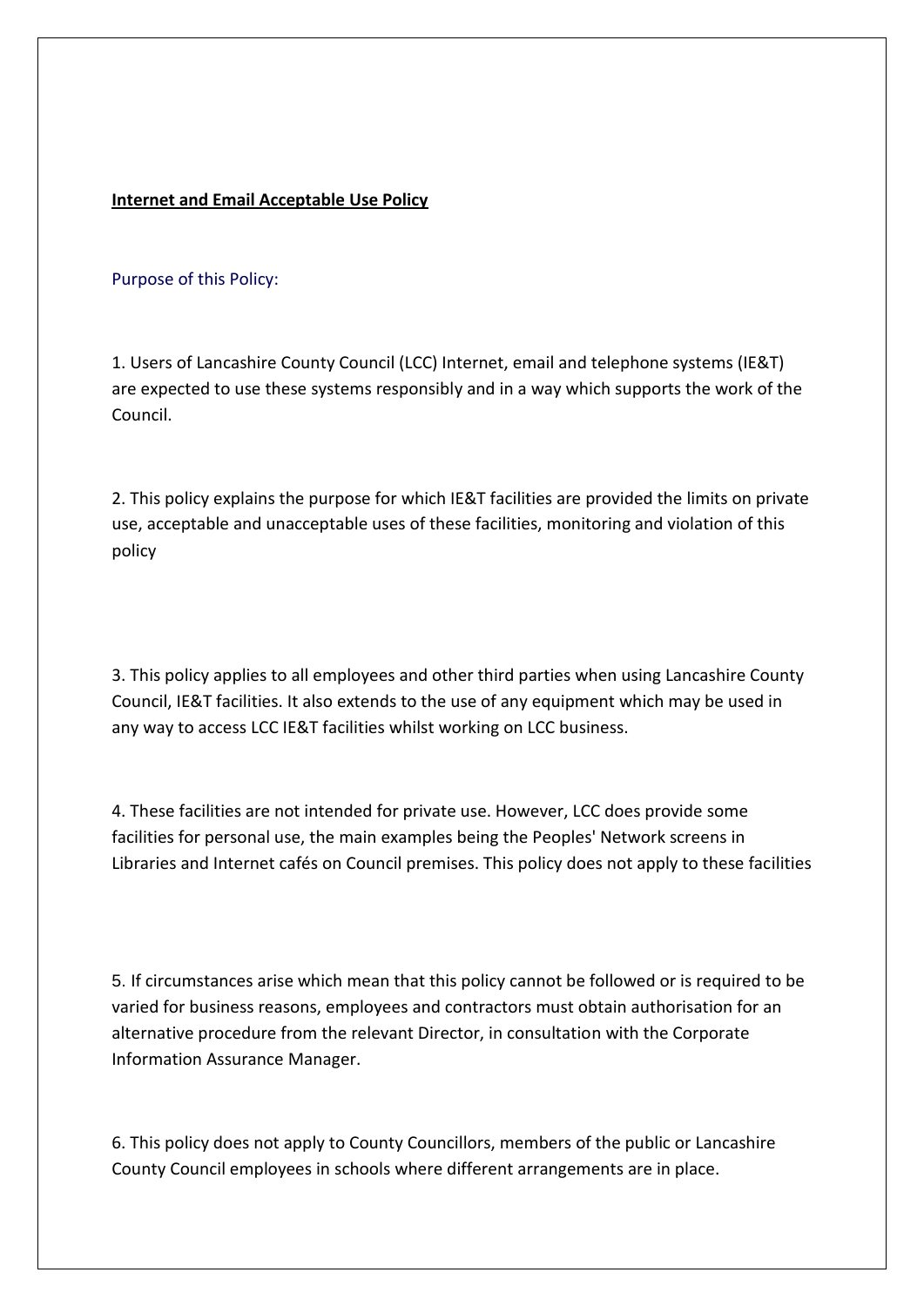**Internet and Email Acceptable Use Policy**

## Purpose of this Policy:

1. Users of Lancashire County Council (LCC) Internet, email and telephone systems (IE&T) are expected to use these systems responsibly and in a way which supports the work of the Council.

2. This policy explains the purpose for which IE&T facilities are provided the limits on private use, acceptable and unacceptable uses of these facilities, monitoring and violation of this policy

3. This policy applies to all employees and other third parties when using Lancashire County Council, IE&T facilities. It also extends to the use of any equipment which may be used in any way to access LCC IE&T facilities whilst working on LCC business.

4. These facilities are not intended for private use. However, LCC does provide some facilities for personal use, the main examples being the Peoples' Network screens in Libraries and Internet cafés on Council premises. This policy does not apply to these facilities

5. If circumstances arise which mean that this policy cannot be followed or is required to be varied for business reasons, employees and contractors must obtain authorisation for an alternative procedure from the relevant Director, in consultation with the Corporate Information Assurance Manager.

6. This policy does not apply to County Councillors, members of the public or Lancashire County Council employees in schools where different arrangements are in place.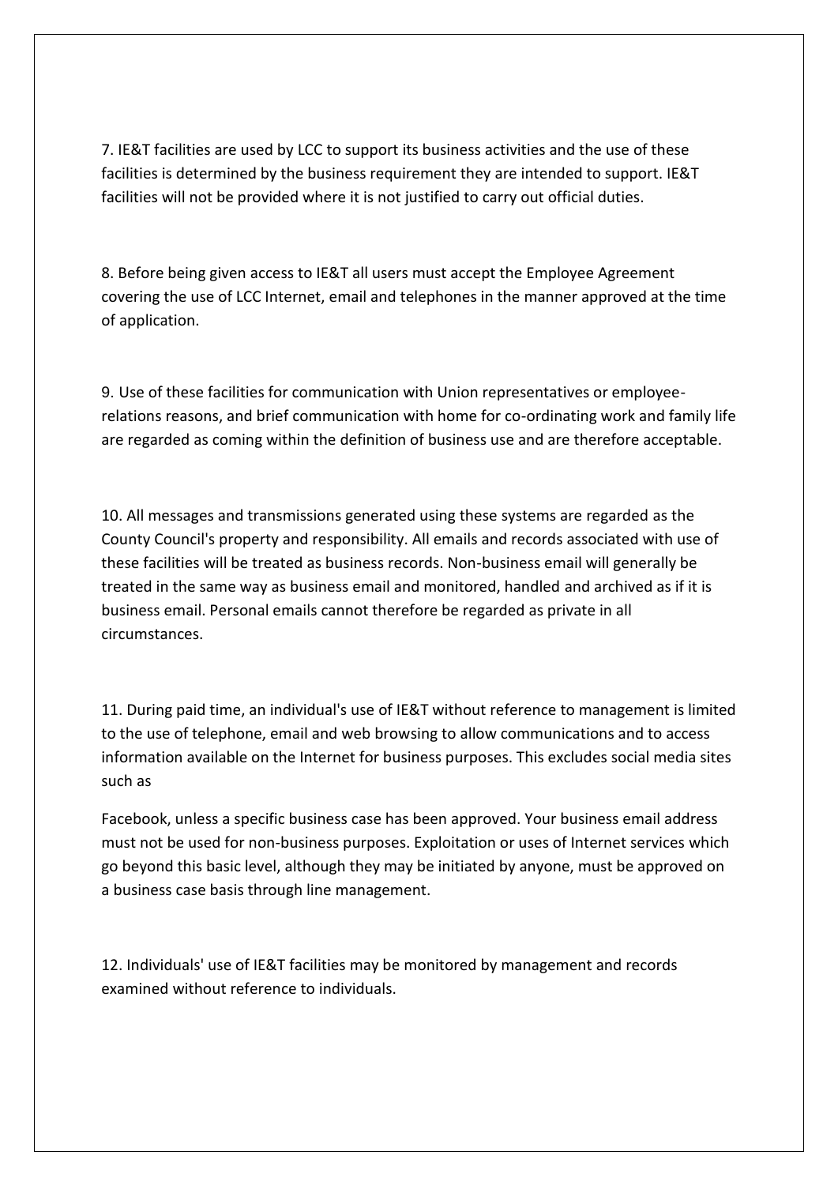7. IE&T facilities are used by LCC to support its business activities and the use of these facilities is determined by the business requirement they are intended to support. IE&T facilities will not be provided where it is not justified to carry out official duties.

8. Before being given access to IE&T all users must accept the Employee Agreement covering the use of LCC Internet, email and telephones in the manner approved at the time of application.

9. Use of these facilities for communication with Union representatives or employee-relations reasons, and brief communication with home for co-ordinating work and family life are regarded as coming within the definition of business use and are therefore acceptable.

10. All messages and transmissions generated using these systems are regarded as the County Council's property and responsibility. All emails and records associated with use of these facilities will be treated as business records. Non-business email will generally be treated in the same way as business email and monitored, handled and archived as if it is business email. Personal emails cannot therefore be regarded as private in all circumstances.

11. During paid time, an individual's use of IE&T without reference to management is limited to the use of telephone, email and web browsing to allow communications and to access information available on the Internet for business purposes. This excludes social media sites such as

Facebook, unless a specific business case has been approved. Your business email address must not be used for non-business purposes. Exploitation or uses of Internet services which go beyond this basic level, although they may be initiated by anyone, must be approved on a business case basis through line management.

12. Individuals' use of IE&T facilities may be monitored by management and records examined without reference to individuals.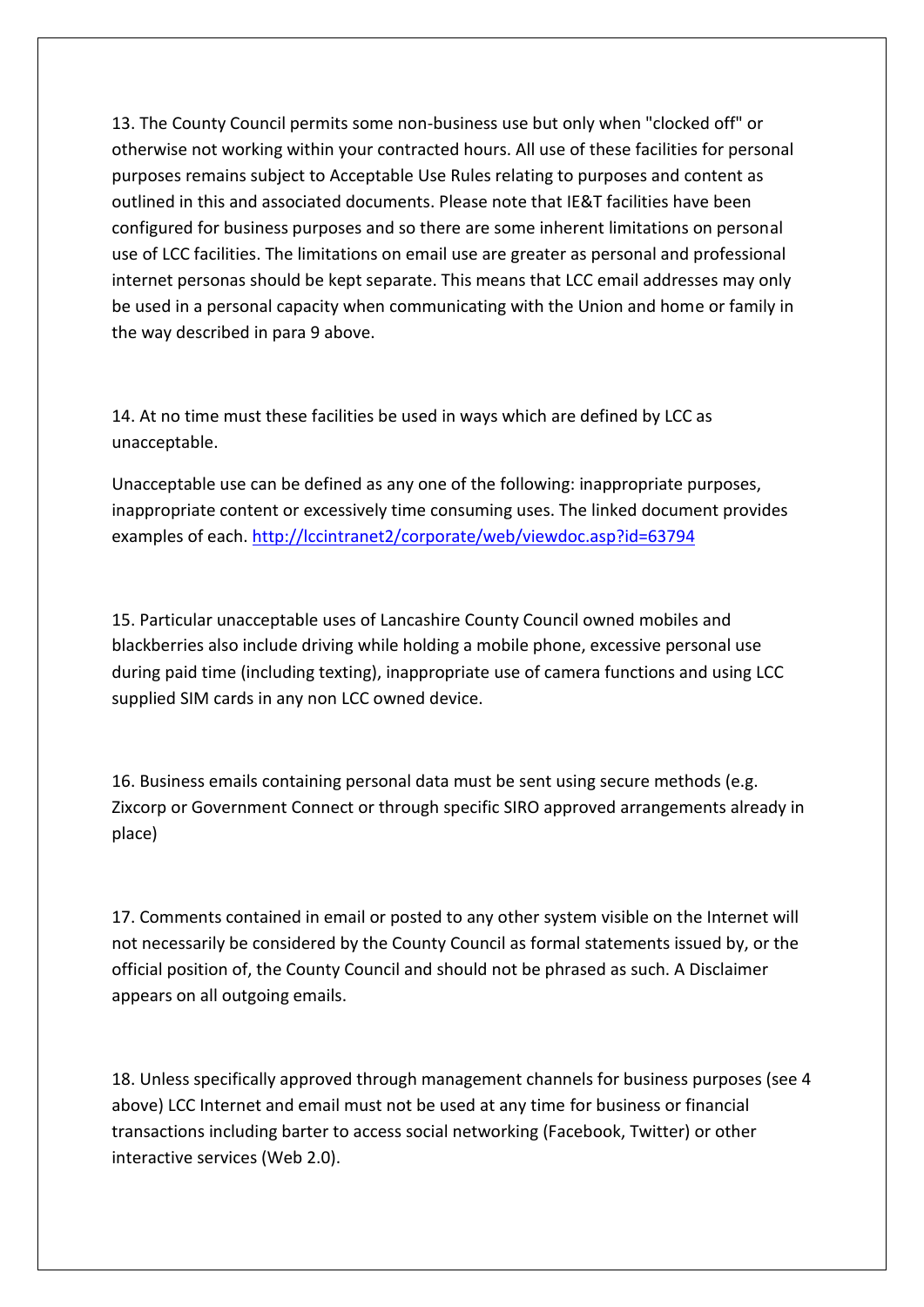13. The County Council permits some non-business use but only when "clocked off" or otherwise not working within your contracted hours. All use of these facilities for personal purposes remains subject to Acceptable Use Rules relating to purposes and content as outlined in this and associated documents. Please note that IE&T facilities have been configured for business purposes and so there are some inherent limitations on personal use of LCC facilities. The limitations on email use are greater as personal and professional internet personas should be kept separate. This means that LCC email addresses may only be used in a personal capacity when communicating with the Union and home or family in the way described in para 9 above.

14. At no time must these facilities be used in ways which are defined by LCC as unacceptable.

Unacceptable use can be defined as any one of the following: inappropriate purposes, inappropriate content or excessively time consuming uses. The linked document provides examples of each. http://lccintranet2/corporate/web/viewdoc.asp?id=63794

15. Particular unacceptable uses of Lancashire County Council owned mobiles and blackberries also include driving while holding a mobile phone, excessive personal use during paid time (including texting), inappropriate use of camera functions and using LCC supplied SIM cards in any non LCC owned device.

16. Business emails containing personal data must be sent using secure methods (e.g. Zixcorp or Government Connect or through specific SIRO approved arrangements already in place)

17. Comments contained in email or posted to any other system visible on the Internet will not necessarily be considered by the County Council as formal statements issued by, or the official position of, the County Council and should not be phrased as such. A Disclaimer appears on all outgoing emails.

18. Unless specifically approved through management channels for business purposes (see 4 above) LCC Internet and email must not be used at any time for business or financial transactions including barter to access social networking (Facebook, Twitter) or other interactive services (Web 2.0).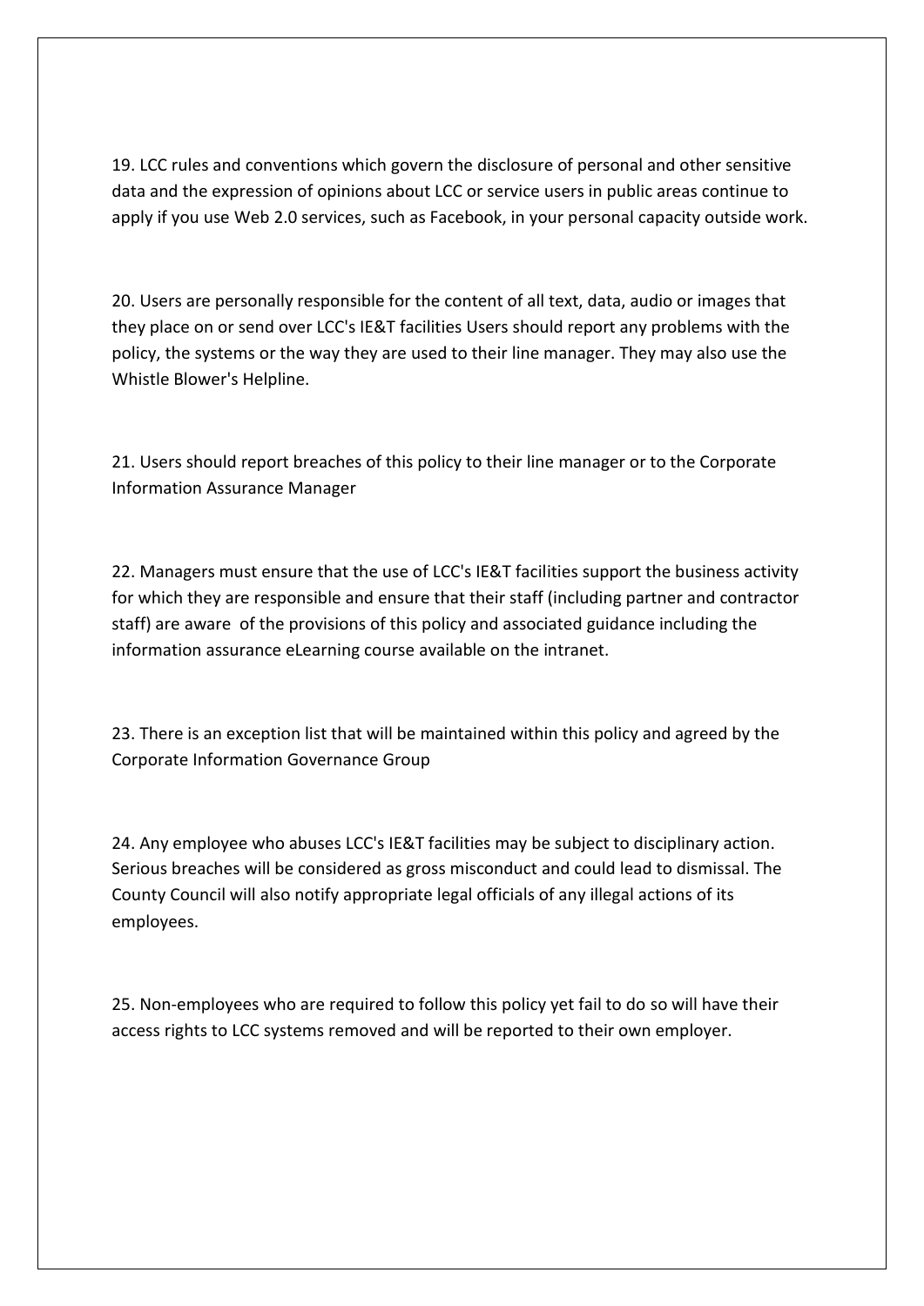19. LCC rules and conventions which govern the disclosure of personal and other sensitive data and the expression of opinions about LCC or service users in public areas continue to apply if you use Web 2.0 services, such as Facebook, in your personal capacity outside work.

20. Users are personally responsible for the content of all text, data, audio or images that they place on or send over LCC's IE&T facilities Users should report any problems with the policy, the systems or the way they are used to their line manager. They may also use the Whistle Blower's Helpline.

21. Users should report breaches of this policy to their line manager or to the Corporate Information Assurance Manager

22. Managers must ensure that the use of LCC's IE&T facilities support the business activity for which they are responsible and ensure that their staff (including partner and contractor staff) are aware of the provisions of this policy and associated guidance including the information assurance eLearning course available on the intranet.

23. There is an exception list that will be maintained within this policy and agreed by the Corporate Information Governance Group

24. Any employee who abuses LCC's IE&T facilities may be subject to disciplinary action. Serious breaches will be considered as gross misconduct and could lead to dismissal. The County Council will also notify appropriate legal officials of any illegal actions of its employees.

25. Non-employees who are required to follow this policy yet fail to do so will have their access rights to LCC systems removed and will be reported to their own employer.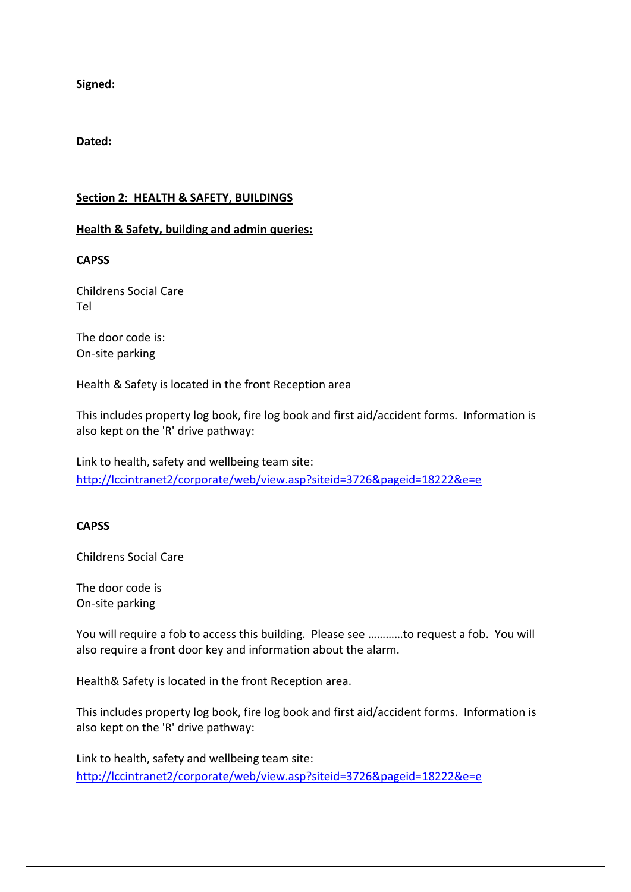**Signed:**

**Dated:**

**Section 2: HEALTH & SAFETY, BUILDINGS**

**Health & Safety, building and admin queries:**

**CAPSS**

Childrens Social Care
Tel

The door code is:
On-site parking

Health & Safety is located in the front Reception area

This includes property log book, fire log book and first aid/accident forms. Information is also kept on the 'R' drive pathway:

Link to health, safety and wellbeing team site:
[http://lccintranet2/corporate/web/view.asp?siteid=3726&pageid=18222&e=e](http://lccintranet2/corporate/web/view.asp?siteid=3726&pageid=18222&e=e)

**CAPSS**

Childrens Social Care

The door code is
On-site parking

You will require a fob to access this building. Please see …………to request a fob. You will also require a front door key and information about the alarm.

Health& Safety is located in the front Reception area.

This includes property log book, fire log book and first aid/accident forms. Information is also kept on the 'R' drive pathway:

Link to health, safety and wellbeing team site:
[http://lccintranet2/corporate/web/view.asp?siteid=3726&pageid=18222&e=e](http://lccintranet2/corporate/web/view.asp?siteid=3726&pageid=18222&e=e)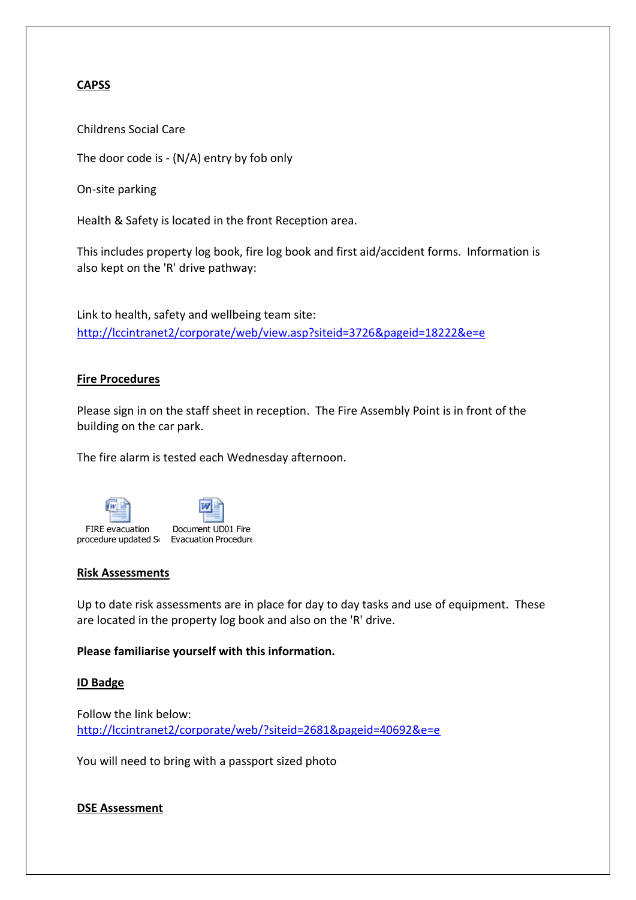## CAPSS

Childrens Social Care

The door code is - (N/A) entry by fob only

On-site parking

Health & Safety is located in the front Reception area.

This includes property log book, fire log book and first aid/accident forms. Information is also kept on the 'R' drive pathway:

Link to health, safety and wellbeing team site:
http://lccintranet2/corporate/web/view.asp?siteid=3726&pageid=18222&e=e

## Fire Procedures

Please sign in on the staff sheet in reception. The Fire Assembly Point is in front of the building on the car park.

The fire alarm is tested each Wednesday afternoon.

FIRE evacuation procedure updated S

Document UD01 Fire Evacuation Procedure

## Risk Assessments

Up to date risk assessments are in place for day to day tasks and use of equipment. These are located in the property log book and also on the 'R' drive.

**Please familiarise yourself with this information.**

## ID Badge

Follow the link below:
http://lccintranet2/corporate/web/?siteid=2681&pageid=40692&e=e

You will need to bring with a passport sized photo

## DSE Assessment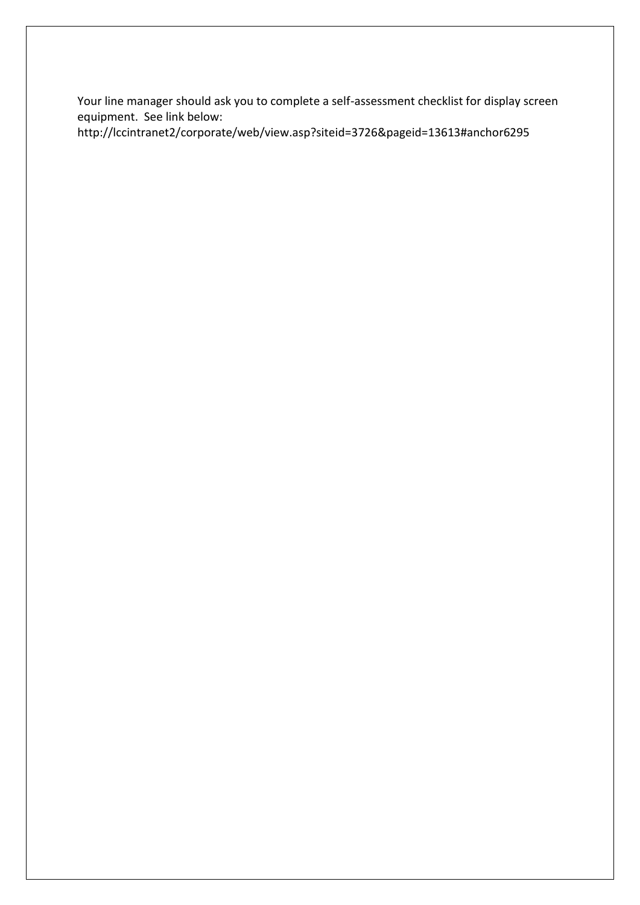Your line manager should ask you to complete a self-assessment checklist for display screen equipment. See link below:
http://lccintranet2/corporate/web/view.asp?siteid=3726&pageid=13613#anchor6295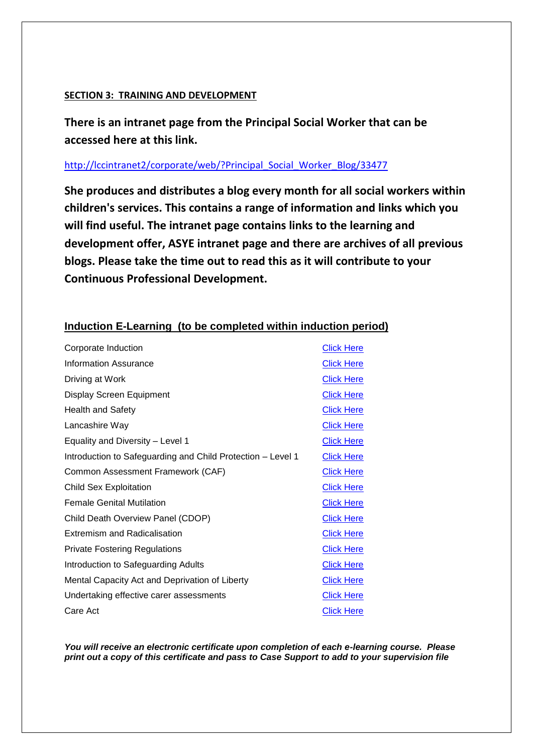**SECTION 3: TRAINING AND DEVELOPMENT**

**There is an intranet page from the Principal Social Worker that can be accessed here at this link.**

http://lccintranet2/corporate/web/?Principal_Social_Worker_Blog/33477

**She produces and distributes a blog every month for all social workers within children's services. This contains a range of information and links which you will find useful. The intranet page contains links to the learning and development offer, ASYE intranet page and there are archives of all previous blogs. Please take the time out to read this as it will contribute to your Continuous Professional Development.**

**Induction E-Learning (to be completed within induction period)**

| | |
|---|---|
| Corporate Induction | Click Here |
| Information Assurance | Click Here |
| Driving at Work | Click Here |
| Display Screen Equipment | Click Here |
| Health and Safety | Click Here |
| Lancashire Way | Click Here |
| Equality and Diversity – Level 1 | Click Here |
| Introduction to Safeguarding and Child Protection – Level 1 | Click Here |
| Common Assessment Framework (CAF) | Click Here |
| Child Sex Exploitation | Click Here |
| Female Genital Mutilation | Click Here |
| Child Death Overview Panel (CDOP) | Click Here |
| Extremism and Radicalisation | Click Here |
| Private Fostering Regulations | Click Here |
| Introduction to Safeguarding Adults | Click Here |
| Mental Capacity Act and Deprivation of Liberty | Click Here |
| Undertaking effective carer assessments | Click Here |
| Care Act | Click Here |

***You will receive an electronic certificate upon completion of each e-learning course. Please print out a copy of this certificate and pass to Case Support to add to your supervision file***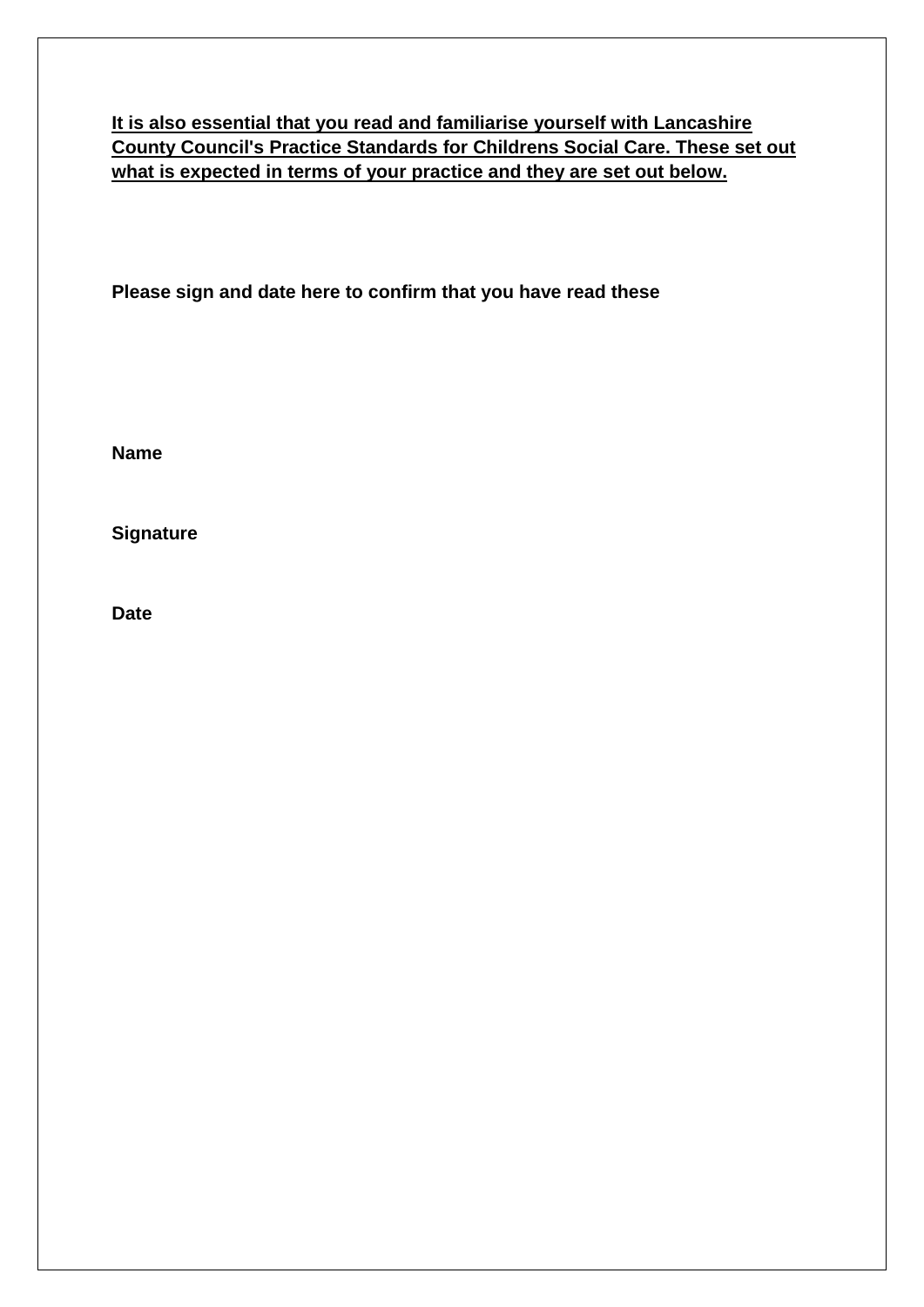**It is also essential that you read and familiarise yourself with Lancashire County Council's Practice Standards for Childrens Social Care. These set out what is expected in terms of your practice and they are set out below.**

**Please sign and date here to confirm that you have read these**

**Name**

**Signature**

**Date**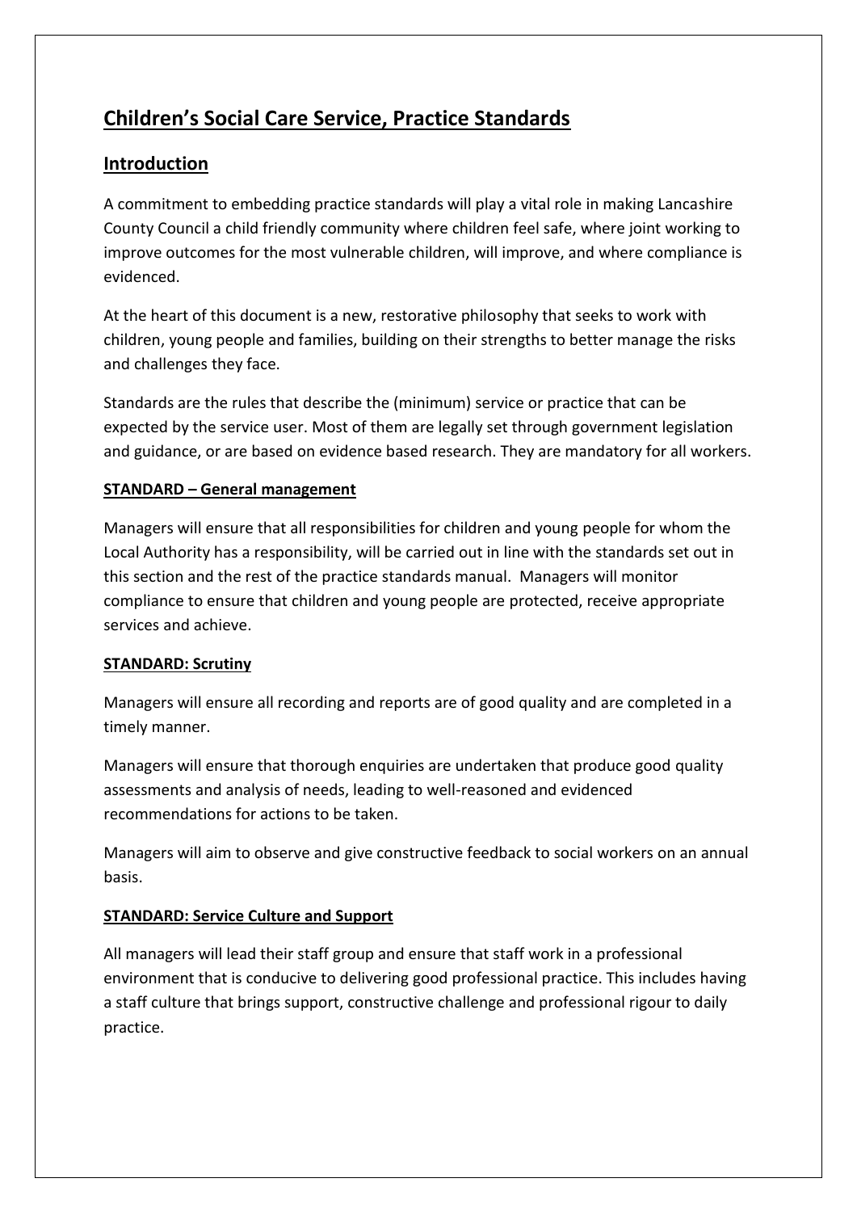# Children's Social Care Service, Practice Standards

## Introduction

A commitment to embedding practice standards will play a vital role in making Lancashire County Council a child friendly community where children feel safe, where joint working to improve outcomes for the most vulnerable children, will improve, and where compliance is evidenced.

At the heart of this document is a new, restorative philosophy that seeks to work with children, young people and families, building on their strengths to better manage the risks and challenges they face.

Standards are the rules that describe the (minimum) service or practice that can be expected by the service user. Most of them are legally set through government legislation and guidance, or are based on evidence based research. They are mandatory for all workers.

**STANDARD – General management**

Managers will ensure that all responsibilities for children and young people for whom the Local Authority has a responsibility, will be carried out in line with the standards set out in this section and the rest of the practice standards manual. Managers will monitor compliance to ensure that children and young people are protected, receive appropriate services and achieve.

**STANDARD: Scrutiny**

Managers will ensure all recording and reports are of good quality and are completed in a timely manner.

Managers will ensure that thorough enquiries are undertaken that produce good quality assessments and analysis of needs, leading to well-reasoned and evidenced recommendations for actions to be taken.

Managers will aim to observe and give constructive feedback to social workers on an annual basis.

**STANDARD: Service Culture and Support**

All managers will lead their staff group and ensure that staff work in a professional environment that is conducive to delivering good professional practice. This includes having a staff culture that brings support, constructive challenge and professional rigour to daily practice.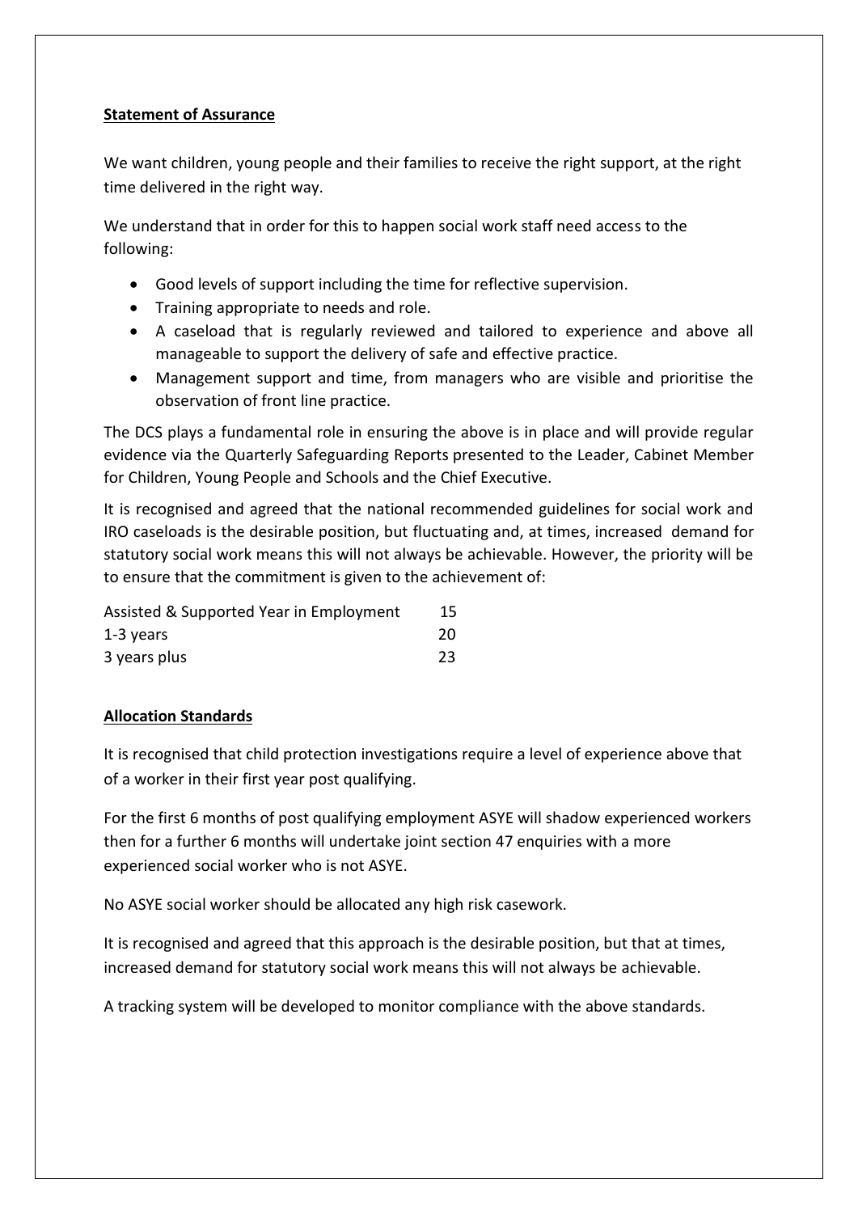**Statement of Assurance**

We want children, young people and their families to receive the right support, at the right time delivered in the right way.

We understand that in order for this to happen social work staff need access to the following:

- Good levels of support including the time for reflective supervision.
- Training appropriate to needs and role.
- A caseload that is regularly reviewed and tailored to experience and above all manageable to support the delivery of safe and effective practice.
- Management support and time, from managers who are visible and prioritise the observation of front line practice.

The DCS plays a fundamental role in ensuring the above is in place and will provide regular evidence via the Quarterly Safeguarding Reports presented to the Leader, Cabinet Member for Children, Young People and Schools and the Chief Executive.

It is recognised and agreed that the national recommended guidelines for social work and IRO caseloads is the desirable position, but fluctuating and, at times, increased demand for statutory social work means this will not always be achievable. However, the priority will be to ensure that the commitment is given to the achievement of:

| | |
|---|---|
| Assisted & Supported Year in Employment | 15 |
| 1-3 years | 20 |
| 3 years plus | 23 |

**Allocation Standards**

It is recognised that child protection investigations require a level of experience above that of a worker in their first year post qualifying.

For the first 6 months of post qualifying employment ASYE will shadow experienced workers then for a further 6 months will undertake joint section 47 enquiries with a more experienced social worker who is not ASYE.

No ASYE social worker should be allocated any high risk casework.

It is recognised and agreed that this approach is the desirable position, but that at times, increased demand for statutory social work means this will not always be achievable.

A tracking system will be developed to monitor compliance with the above standards.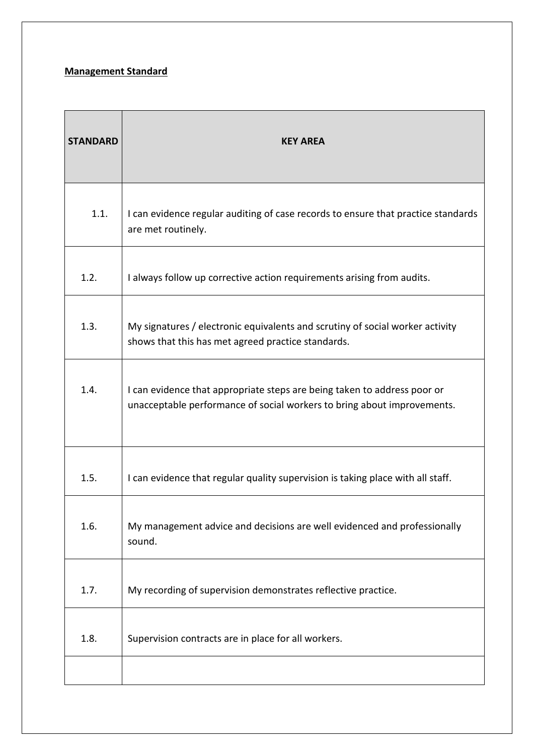**<u>Management Standard</u>**

| STANDARD | KEY AREA |
|---|---|
| 1.1. | I can evidence regular auditing of case records to ensure that practice standards are met routinely. |
| 1.2. | I always follow up corrective action requirements arising from audits. |
| 1.3. | My signatures / electronic equivalents and scrutiny of social worker activity shows that this has met agreed practice standards. |
| 1.4. | I can evidence that appropriate steps are being taken to address poor or unacceptable performance of social workers to bring about improvements. |
| 1.5. | I can evidence that regular quality supervision is taking place with all staff. |
| 1.6. | My management advice and decisions are well evidenced and professionally sound. |
| 1.7. | My recording of supervision demonstrates reflective practice. |
| 1.8. | Supervision contracts are in place for all workers. |
| | |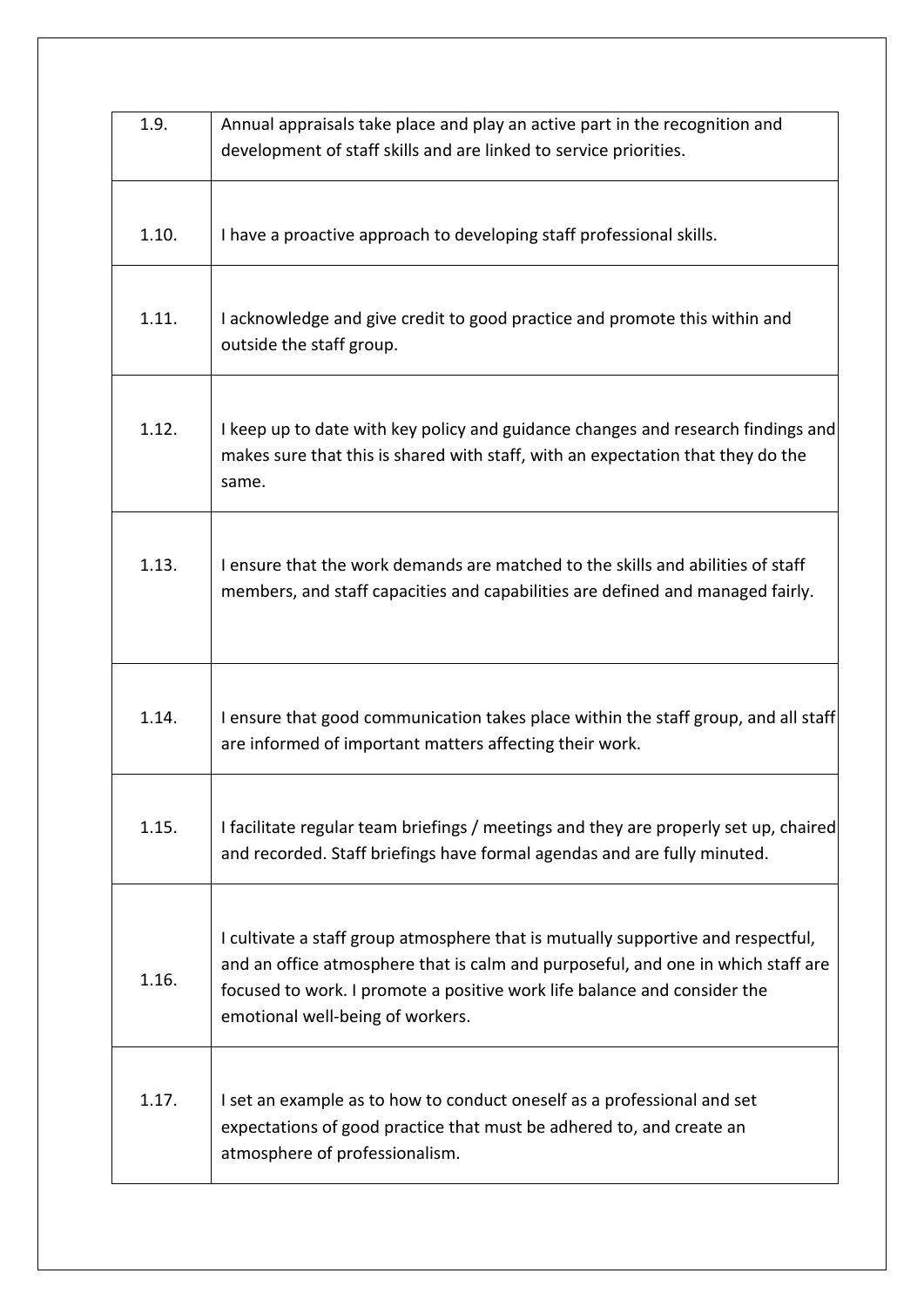| | |
|---|---|
| 1.9. | Annual appraisals take place and play an active part in the recognition and development of staff skills and are linked to service priorities. |
| 1.10. | I have a proactive approach to developing staff professional skills. |
| 1.11. | I acknowledge and give credit to good practice and promote this within and outside the staff group. |
| 1.12. | I keep up to date with key policy and guidance changes and research findings and makes sure that this is shared with staff, with an expectation that they do the same. |
| 1.13. | I ensure that the work demands are matched to the skills and abilities of staff members, and staff capacities and capabilities are defined and managed fairly. |
| 1.14. | I ensure that good communication takes place within the staff group, and all staff are informed of important matters affecting their work. |
| 1.15. | I facilitate regular team briefings / meetings and they are properly set up, chaired and recorded. Staff briefings have formal agendas and are fully minuted. |
| 1.16. | I cultivate a staff group atmosphere that is mutually supportive and respectful, and an office atmosphere that is calm and purposeful, and one in which staff are focused to work. I promote a positive work life balance and consider the emotional well-being of workers. |
| 1.17. | I set an example as to how to conduct oneself as a professional and set expectations of good practice that must be adhered to, and create an atmosphere of professionalism. |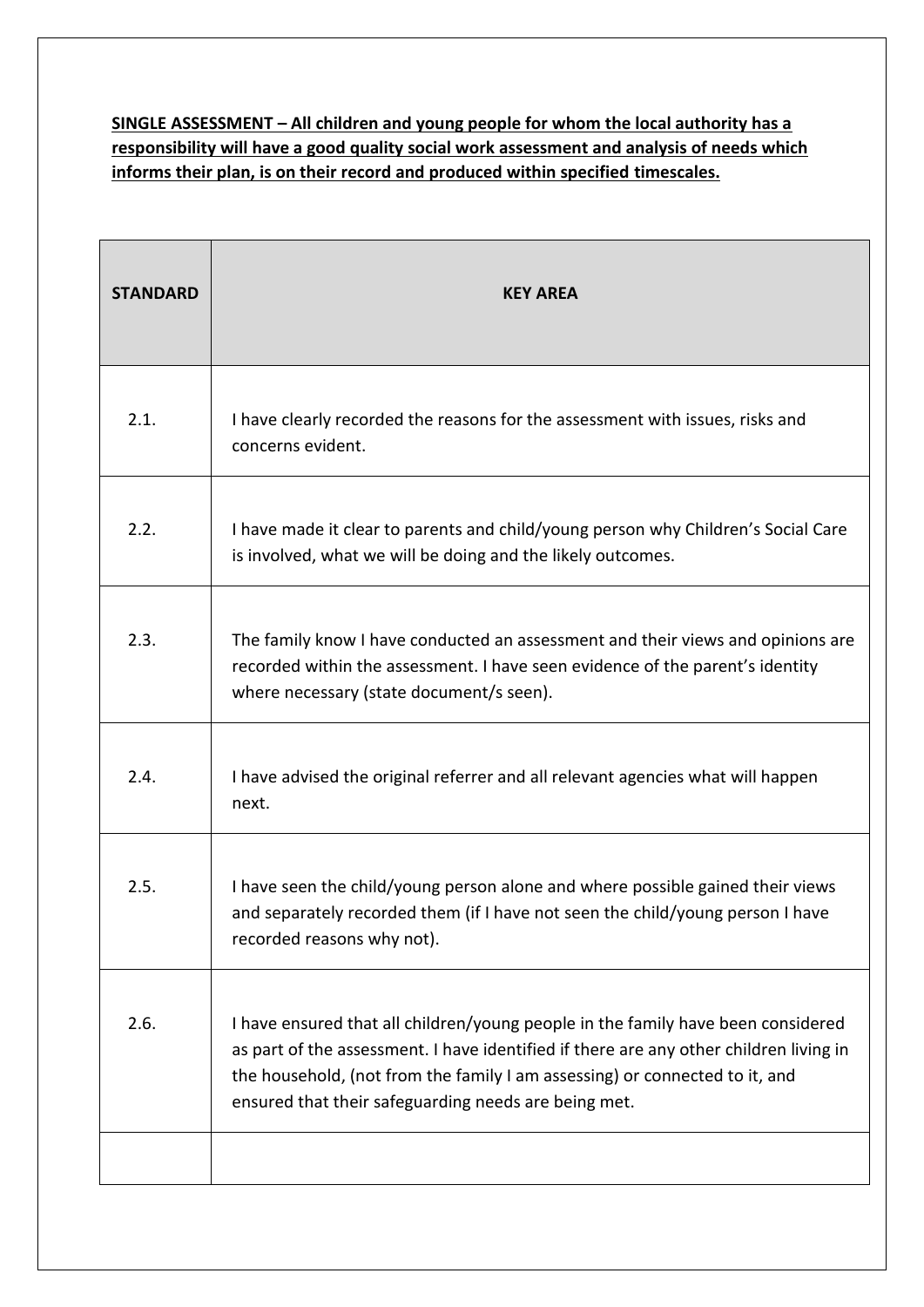**SINGLE ASSESSMENT – All children and young people for whom the local authority has a responsibility will have a good quality social work assessment and analysis of needs which informs their plan, is on their record and produced within specified timescales.**

| STANDARD | KEY AREA |
|---|---|
| 2.1. | I have clearly recorded the reasons for the assessment with issues, risks and concerns evident. |
| 2.2. | I have made it clear to parents and child/young person why Children's Social Care is involved, what we will be doing and the likely outcomes. |
| 2.3. | The family know I have conducted an assessment and their views and opinions are recorded within the assessment. I have seen evidence of the parent's identity where necessary (state document/s seen). |
| 2.4. | I have advised the original referrer and all relevant agencies what will happen next. |
| 2.5. | I have seen the child/young person alone and where possible gained their views and separately recorded them (if I have not seen the child/young person I have recorded reasons why not). |
| 2.6. | I have ensured that all children/young people in the family have been considered as part of the assessment. I have identified if there are any other children living in the household, (not from the family I am assessing) or connected to it, and ensured that their safeguarding needs are being met. |
| | |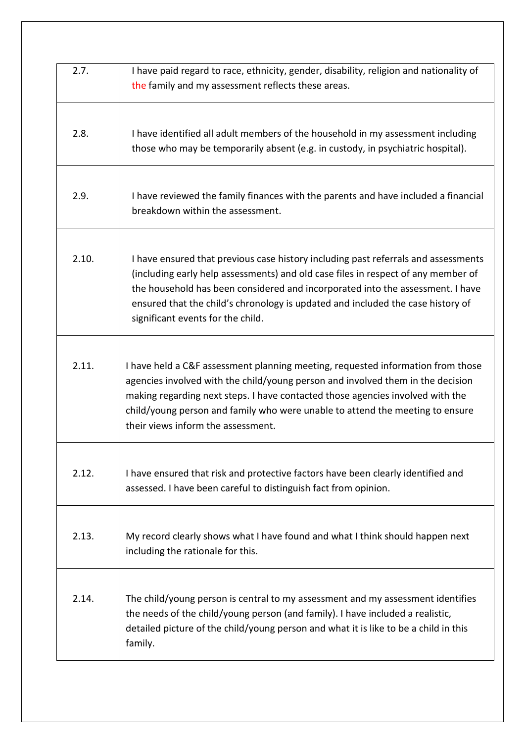| | |
|---|---|
| 2.7. | I have paid regard to race, ethnicity, gender, disability, religion and nationality of the family and my assessment reflects these areas. |
| 2.8. | I have identified all adult members of the household in my assessment including those who may be temporarily absent (e.g. in custody, in psychiatric hospital). |
| 2.9. | I have reviewed the family finances with the parents and have included a financial breakdown within the assessment. |
| 2.10. | I have ensured that previous case history including past referrals and assessments (including early help assessments) and old case files in respect of any member of the household has been considered and incorporated into the assessment. I have ensured that the child's chronology is updated and included the case history of significant events for the child. |
| 2.11. | I have held a C&F assessment planning meeting, requested information from those agencies involved with the child/young person and involved them in the decision making regarding next steps. I have contacted those agencies involved with the child/young person and family who were unable to attend the meeting to ensure their views inform the assessment. |
| 2.12. | I have ensured that risk and protective factors have been clearly identified and assessed. I have been careful to distinguish fact from opinion. |
| 2.13. | My record clearly shows what I have found and what I think should happen next including the rationale for this. |
| 2.14. | The child/young person is central to my assessment and my assessment identifies the needs of the child/young person (and family). I have included a realistic, detailed picture of the child/young person and what it is like to be a child in this family. |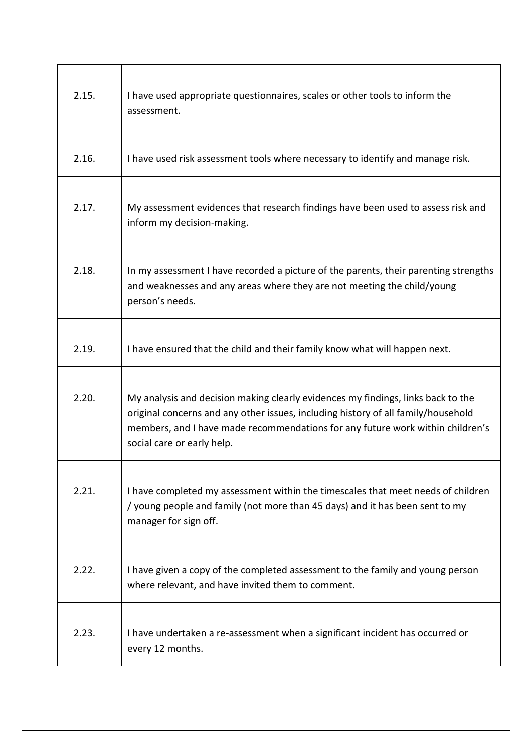| | |
|---|---|
| 2.15. | I have used appropriate questionnaires, scales or other tools to inform the assessment. |
| 2.16. | I have used risk assessment tools where necessary to identify and manage risk. |
| 2.17. | My assessment evidences that research findings have been used to assess risk and inform my decision-making. |
| 2.18. | In my assessment I have recorded a picture of the parents, their parenting strengths and weaknesses and any areas where they are not meeting the child/young person's needs. |
| 2.19. | I have ensured that the child and their family know what will happen next. |
| 2.20. | My analysis and decision making clearly evidences my findings, links back to the original concerns and any other issues, including history of all family/household members, and I have made recommendations for any future work within children's social care or early help. |
| 2.21. | I have completed my assessment within the timescales that meet needs of children / young people and family (not more than 45 days) and it has been sent to my manager for sign off. |
| 2.22. | I have given a copy of the completed assessment to the family and young person where relevant, and have invited them to comment. |
| 2.23. | I have undertaken a re-assessment when a significant incident has occurred or every 12 months. |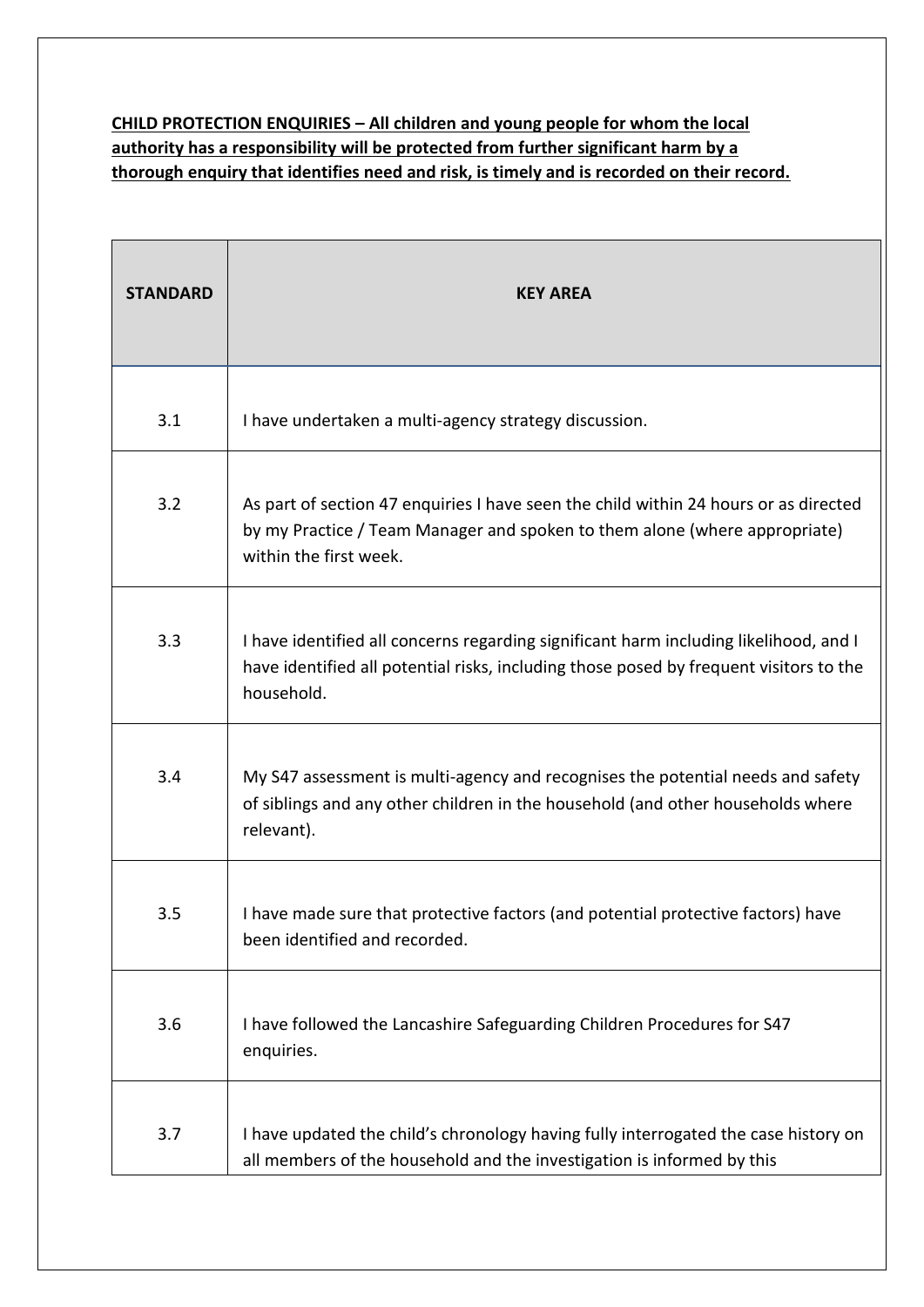**CHILD PROTECTION ENQUIRIES – All children and young people for whom the local authority has a responsibility will be protected from further significant harm by a thorough enquiry that identifies need and risk, is timely and is recorded on their record.**

| STANDARD | KEY AREA |
|---|---|
| 3.1 | I have undertaken a multi-agency strategy discussion. |
| 3.2 | As part of section 47 enquiries I have seen the child within 24 hours or as directed by my Practice / Team Manager and spoken to them alone (where appropriate) within the first week. |
| 3.3 | I have identified all concerns regarding significant harm including likelihood, and I have identified all potential risks, including those posed by frequent visitors to the household. |
| 3.4 | My S47 assessment is multi-agency and recognises the potential needs and safety of siblings and any other children in the household (and other households where relevant). |
| 3.5 | I have made sure that protective factors (and potential protective factors) have been identified and recorded. |
| 3.6 | I have followed the Lancashire Safeguarding Children Procedures for S47 enquiries. |
| 3.7 | I have updated the child's chronology having fully interrogated the case history on all members of the household and the investigation is informed by this |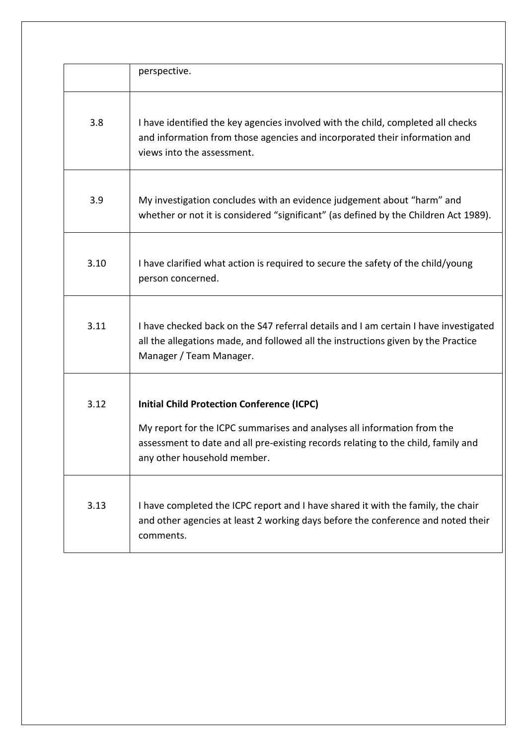| | |
|---|---|
| | perspective. |
| 3.8 | I have identified the key agencies involved with the child, completed all checks and information from those agencies and incorporated their information and views into the assessment. |
| 3.9 | My investigation concludes with an evidence judgement about "harm" and whether or not it is considered "significant" (as defined by the Children Act 1989). |
| 3.10 | I have clarified what action is required to secure the safety of the child/young person concerned. |
| 3.11 | I have checked back on the S47 referral details and I am certain I have investigated all the allegations made, and followed all the instructions given by the Practice Manager / Team Manager. |
| 3.12 | **Initial Child Protection Conference (ICPC)**<br><br>My report for the ICPC summarises and analyses all information from the assessment to date and all pre-existing records relating to the child, family and any other household member. |
| 3.13 | I have completed the ICPC report and I have shared it with the family, the chair and other agencies at least 2 working days before the conference and noted their comments. |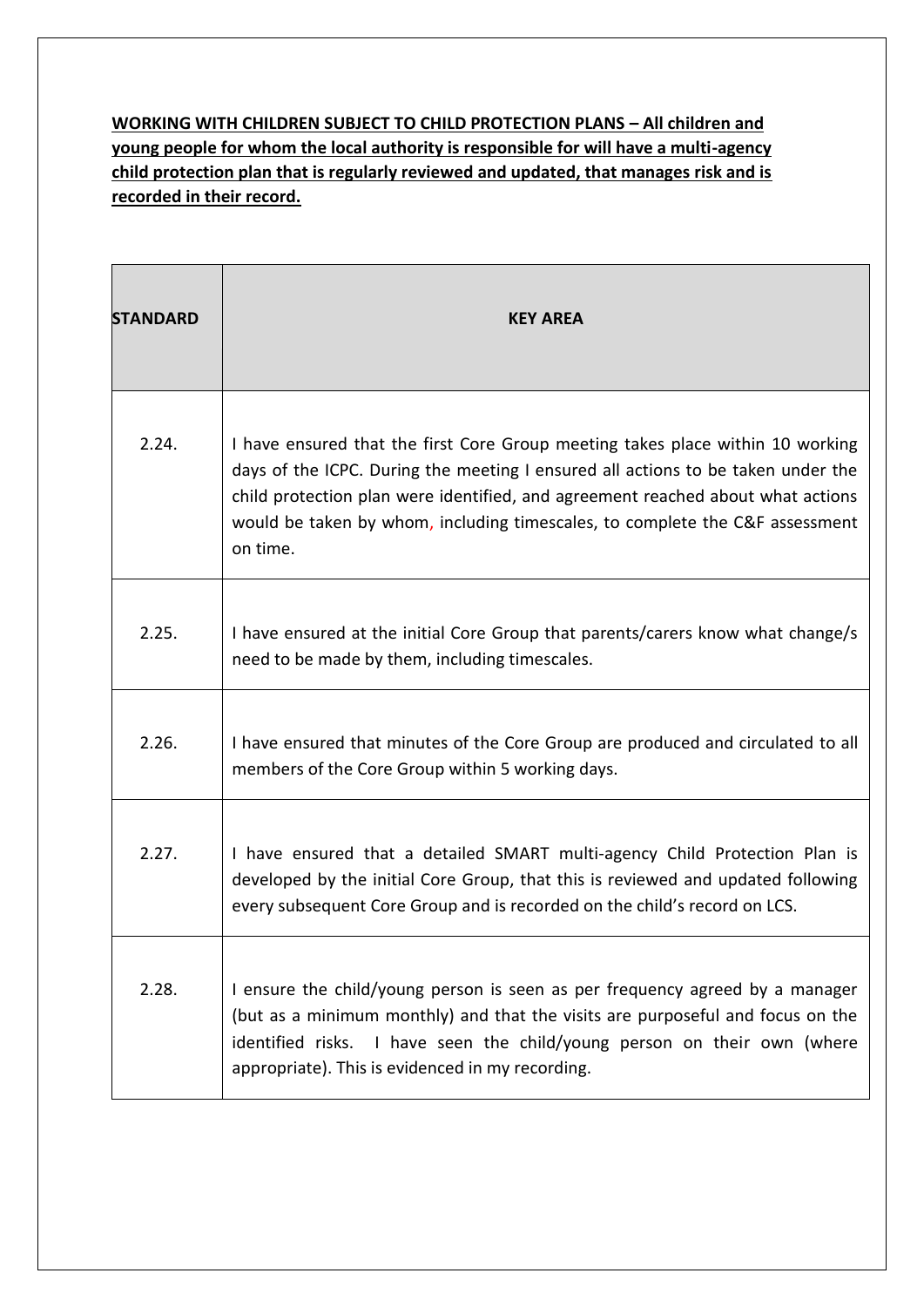**WORKING WITH CHILDREN SUBJECT TO CHILD PROTECTION PLANS – All children and young people for whom the local authority is responsible for will have a multi-agency child protection plan that is regularly reviewed and updated, that manages risk and is recorded in their record.**

| STANDARD | KEY AREA |
|---|---|
| 2.24. | I have ensured that the first Core Group meeting takes place within 10 working days of the ICPC. During the meeting I ensured all actions to be taken under the child protection plan were identified, and agreement reached about what actions would be taken by whom, including timescales, to complete the C&F assessment on time. |
| 2.25. | I have ensured at the initial Core Group that parents/carers know what change/s need to be made by them, including timescales. |
| 2.26. | I have ensured that minutes of the Core Group are produced and circulated to all members of the Core Group within 5 working days. |
| 2.27. | I have ensured that a detailed SMART multi-agency Child Protection Plan is developed by the initial Core Group, that this is reviewed and updated following every subsequent Core Group and is recorded on the child's record on LCS. |
| 2.28. | I ensure the child/young person is seen as per frequency agreed by a manager (but as a minimum monthly) and that the visits are purposeful and focus on the identified risks. I have seen the child/young person on their own (where appropriate). This is evidenced in my recording. |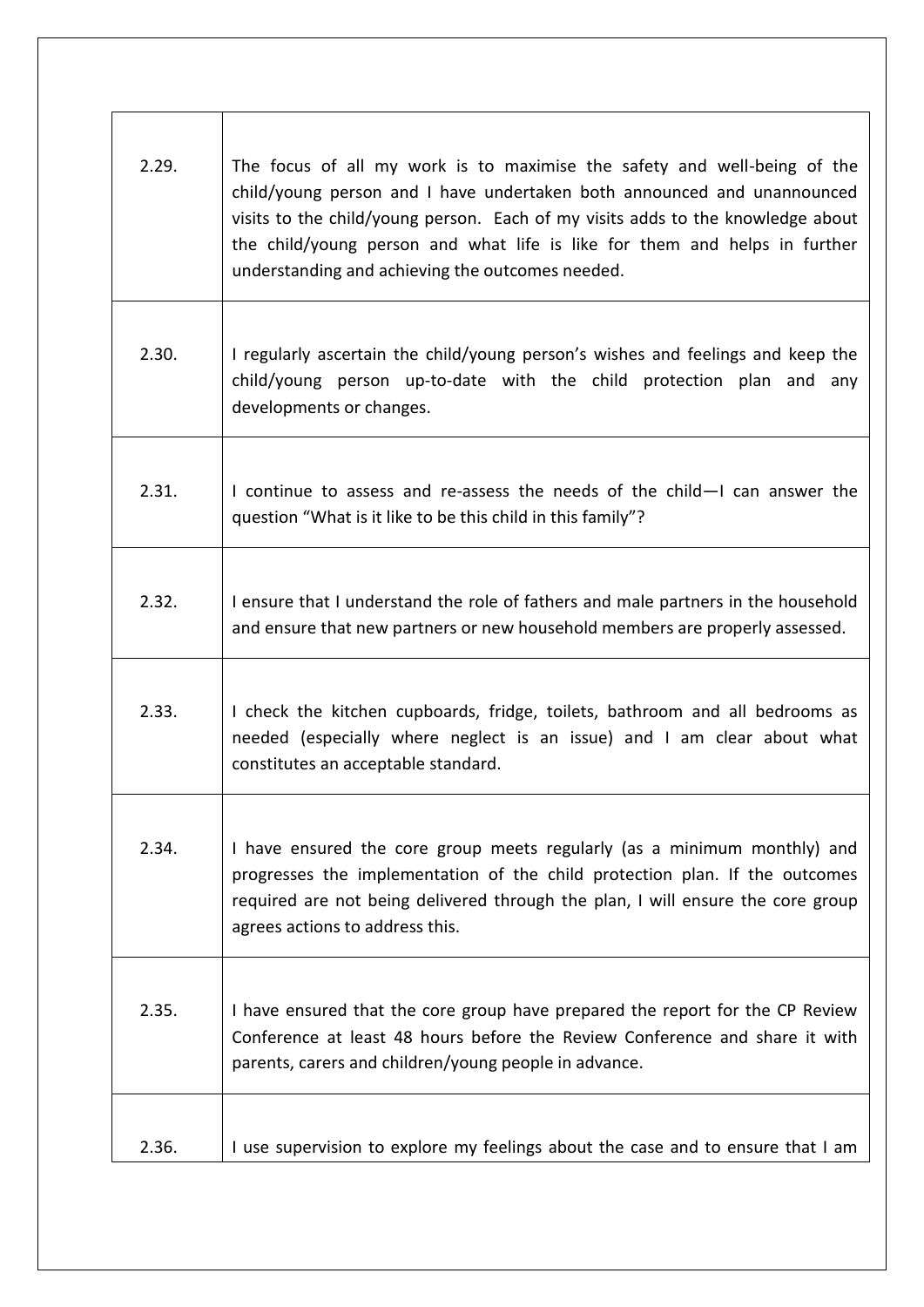| | |
|---|---|
| 2.29. | The focus of all my work is to maximise the safety and well-being of the child/young person and I have undertaken both announced and unannounced visits to the child/young person. Each of my visits adds to the knowledge about the child/young person and what life is like for them and helps in further understanding and achieving the outcomes needed. |
| 2.30. | I regularly ascertain the child/young person's wishes and feelings and keep the child/young person up-to-date with the child protection plan and any developments or changes. |
| 2.31. | I continue to assess and re-assess the needs of the child—I can answer the question "What is it like to be this child in this family"? |
| 2.32. | I ensure that I understand the role of fathers and male partners in the household and ensure that new partners or new household members are properly assessed. |
| 2.33. | I check the kitchen cupboards, fridge, toilets, bathroom and all bedrooms as needed (especially where neglect is an issue) and I am clear about what constitutes an acceptable standard. |
| 2.34. | I have ensured the core group meets regularly (as a minimum monthly) and progresses the implementation of the child protection plan. If the outcomes required are not being delivered through the plan, I will ensure the core group agrees actions to address this. |
| 2.35. | I have ensured that the core group have prepared the report for the CP Review Conference at least 48 hours before the Review Conference and share it with parents, carers and children/young people in advance. |
| 2.36. | I use supervision to explore my feelings about the case and to ensure that I am |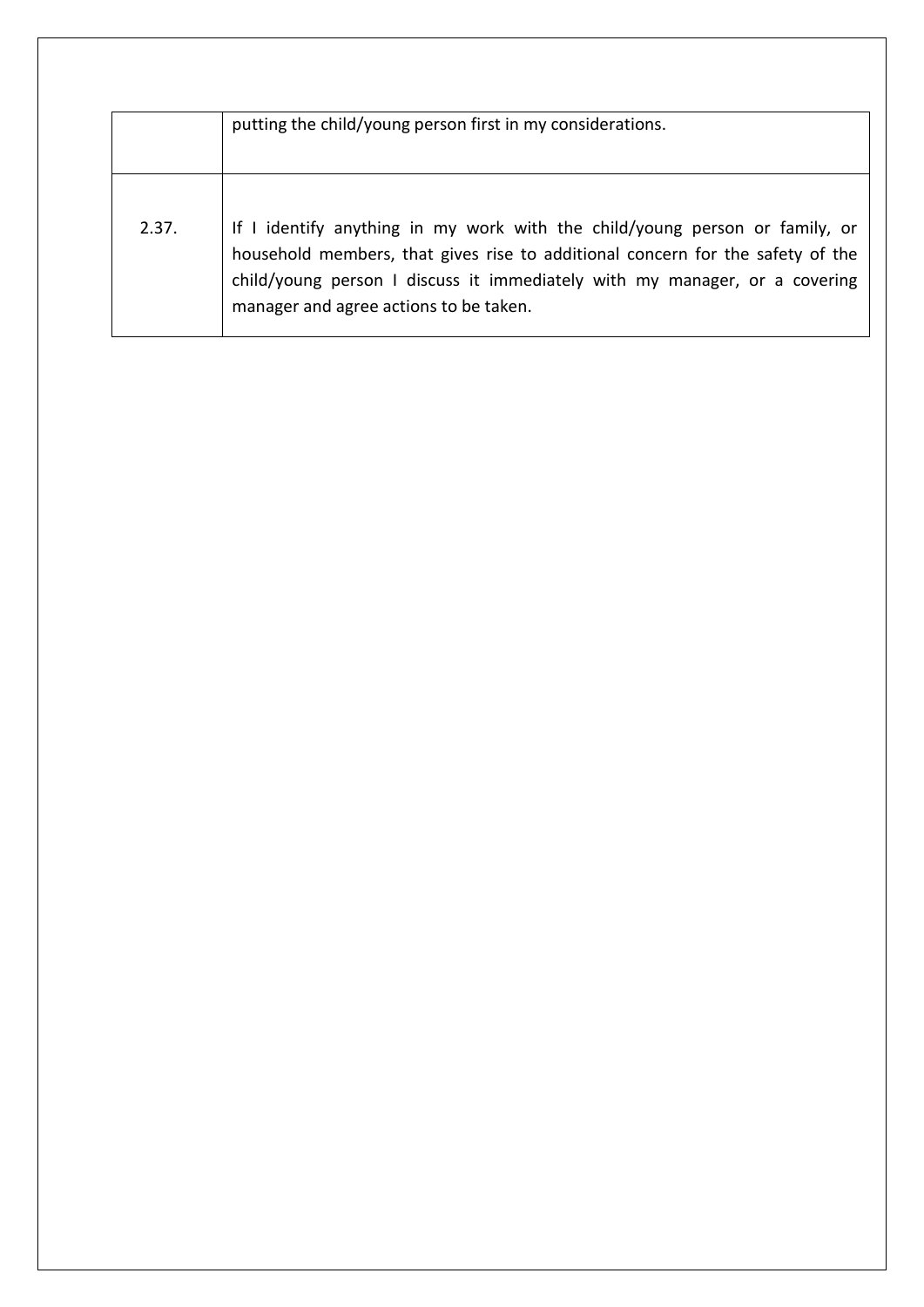|  |  |
| --- | --- |
|  | putting the child/young person first in my considerations. |
| 2.37. | If I identify anything in my work with the child/young person or family, or household members, that gives rise to additional concern for the safety of the child/young person I discuss it immediately with my manager, or a covering manager and agree actions to be taken. |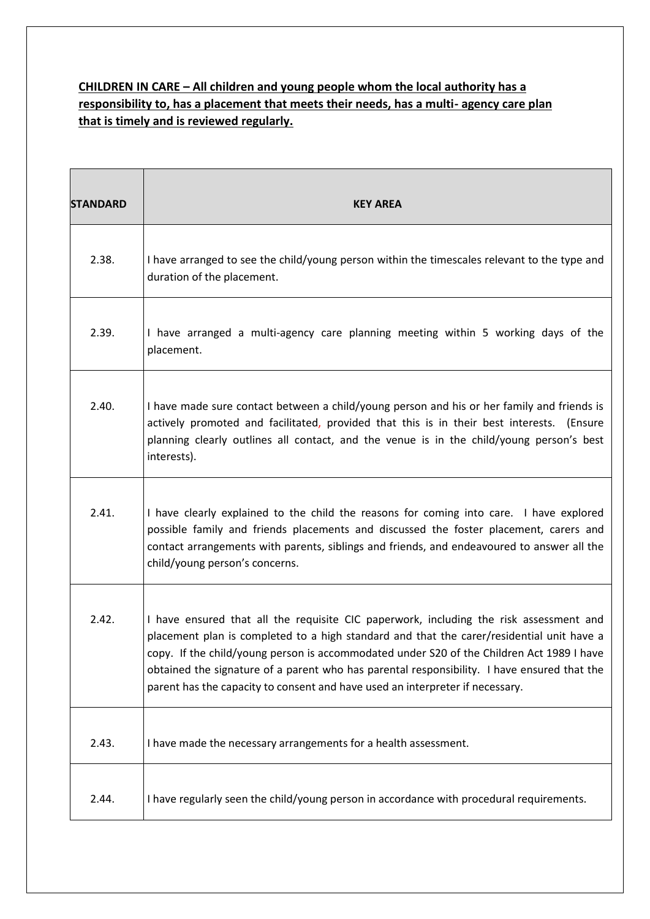**CHILDREN IN CARE – All children and young people whom the local authority has a responsibility to, has a placement that meets their needs, has a multi- agency care plan that is timely and is reviewed regularly.**

| STANDARD | KEY AREA |
|---|---|
| 2.38. | I have arranged to see the child/young person within the timescales relevant to the type and duration of the placement. |
| 2.39. | I have arranged a multi-agency care planning meeting within 5 working days of the placement. |
| 2.40. | I have made sure contact between a child/young person and his or her family and friends is actively promoted and facilitated, provided that this is in their best interests. (Ensure planning clearly outlines all contact, and the venue is in the child/young person's best interests). |
| 2.41. | I have clearly explained to the child the reasons for coming into care. I have explored possible family and friends placements and discussed the foster placement, carers and contact arrangements with parents, siblings and friends, and endeavoured to answer all the child/young person's concerns. |
| 2.42. | I have ensured that all the requisite CIC paperwork, including the risk assessment and placement plan is completed to a high standard and that the carer/residential unit have a copy. If the child/young person is accommodated under S20 of the Children Act 1989 I have obtained the signature of a parent who has parental responsibility. I have ensured that the parent has the capacity to consent and have used an interpreter if necessary. |
| 2.43. | I have made the necessary arrangements for a health assessment. |
| 2.44. | I have regularly seen the child/young person in accordance with procedural requirements. |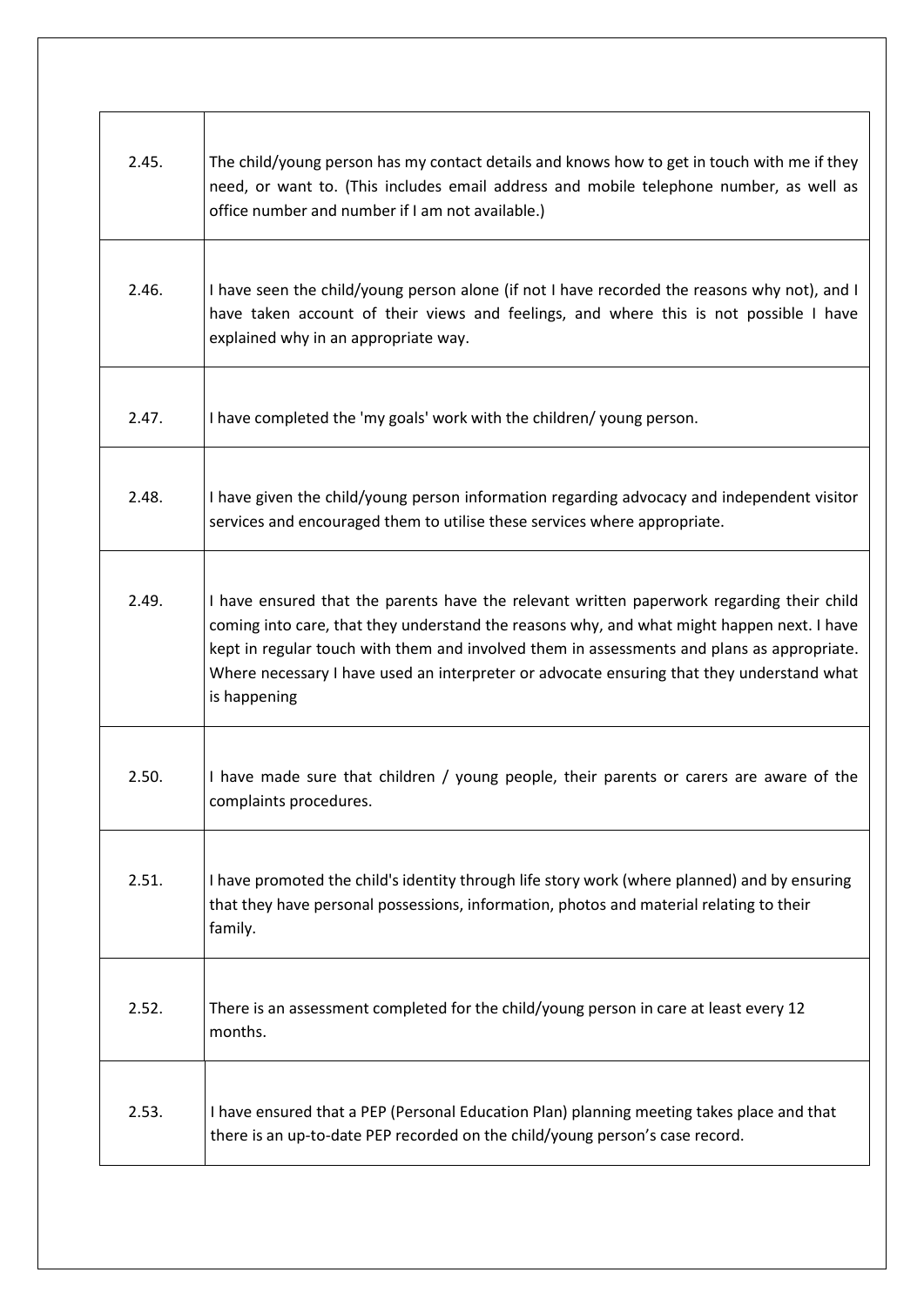| | |
|---|---|
| 2.45. | The child/young person has my contact details and knows how to get in touch with me if they need, or want to. (This includes email address and mobile telephone number, as well as office number and number if I am not available.) |
| 2.46. | I have seen the child/young person alone (if not I have recorded the reasons why not), and I have taken account of their views and feelings, and where this is not possible I have explained why in an appropriate way. |
| 2.47. | I have completed the 'my goals' work with the children/ young person. |
| 2.48. | I have given the child/young person information regarding advocacy and independent visitor services and encouraged them to utilise these services where appropriate. |
| 2.49. | I have ensured that the parents have the relevant written paperwork regarding their child coming into care, that they understand the reasons why, and what might happen next. I have kept in regular touch with them and involved them in assessments and plans as appropriate. Where necessary I have used an interpreter or advocate ensuring that they understand what is happening |
| 2.50. | I have made sure that children / young people, their parents or carers are aware of the complaints procedures. |
| 2.51. | I have promoted the child's identity through life story work (where planned) and by ensuring that they have personal possessions, information, photos and material relating to their family. |
| 2.52. | There is an assessment completed for the child/young person in care at least every 12 months. |
| 2.53. | I have ensured that a PEP (Personal Education Plan) planning meeting takes place and that there is an up-to-date PEP recorded on the child/young person's case record. |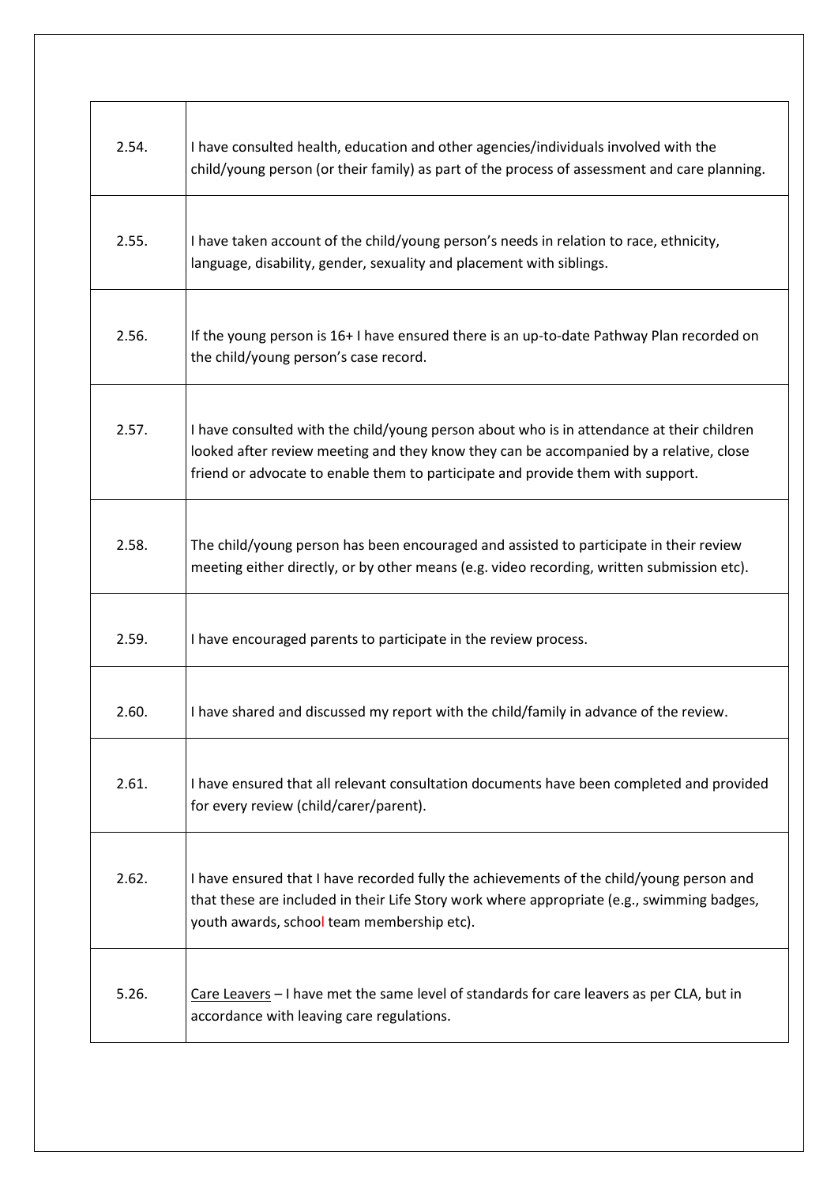| | |
|---|---|
| 2.54. | I have consulted health, education and other agencies/individuals involved with the child/young person (or their family) as part of the process of assessment and care planning. |
| 2.55. | I have taken account of the child/young person's needs in relation to race, ethnicity, language, disability, gender, sexuality and placement with siblings. |
| 2.56. | If the young person is 16+ I have ensured there is an up-to-date Pathway Plan recorded on the child/young person's case record. |
| 2.57. | I have consulted with the child/young person about who is in attendance at their children looked after review meeting and they know they can be accompanied by a relative, close friend or advocate to enable them to participate and provide them with support. |
| 2.58. | The child/young person has been encouraged and assisted to participate in their review meeting either directly, or by other means (e.g. video recording, written submission etc). |
| 2.59. | I have encouraged parents to participate in the review process. |
| 2.60. | I have shared and discussed my report with the child/family in advance of the review. |
| 2.61. | I have ensured that all relevant consultation documents have been completed and provided for every review (child/carer/parent). |
| 2.62. | I have ensured that I have recorded fully the achievements of the child/young person and that these are included in their Life Story work where appropriate (e.g., swimming badges, youth awards, school team membership etc). |
| 5.26. | Care Leavers – I have met the same level of standards for care leavers as per CLA, but in accordance with leaving care regulations. |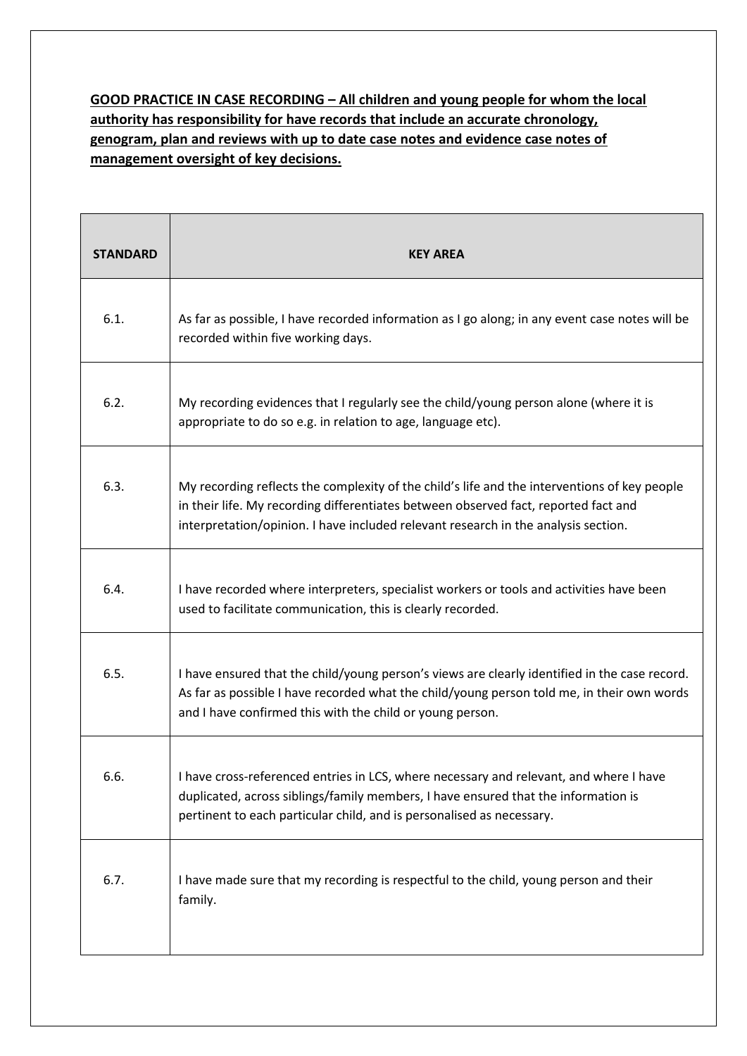**<u>GOOD PRACTICE IN CASE RECORDING – All children and young people for whom the local authority has responsibility for have records that include an accurate chronology, genogram, plan and reviews with up to date case notes and evidence case notes of management oversight of key decisions.</u>**

| STANDARD | KEY AREA |
|---|---|
| 6.1. | As far as possible, I have recorded information as I go along; in any event case notes will be recorded within five working days. |
| 6.2. | My recording evidences that I regularly see the child/young person alone (where it is appropriate to do so e.g. in relation to age, language etc). |
| 6.3. | My recording reflects the complexity of the child's life and the interventions of key people in their life. My recording differentiates between observed fact, reported fact and interpretation/opinion. I have included relevant research in the analysis section. |
| 6.4. | I have recorded where interpreters, specialist workers or tools and activities have been used to facilitate communication, this is clearly recorded. |
| 6.5. | I have ensured that the child/young person's views are clearly identified in the case record. As far as possible I have recorded what the child/young person told me, in their own words and I have confirmed this with the child or young person. |
| 6.6. | I have cross-referenced entries in LCS, where necessary and relevant, and where I have duplicated, across siblings/family members, I have ensured that the information is pertinent to each particular child, and is personalised as necessary. |
| 6.7. | I have made sure that my recording is respectful to the child, young person and their family. |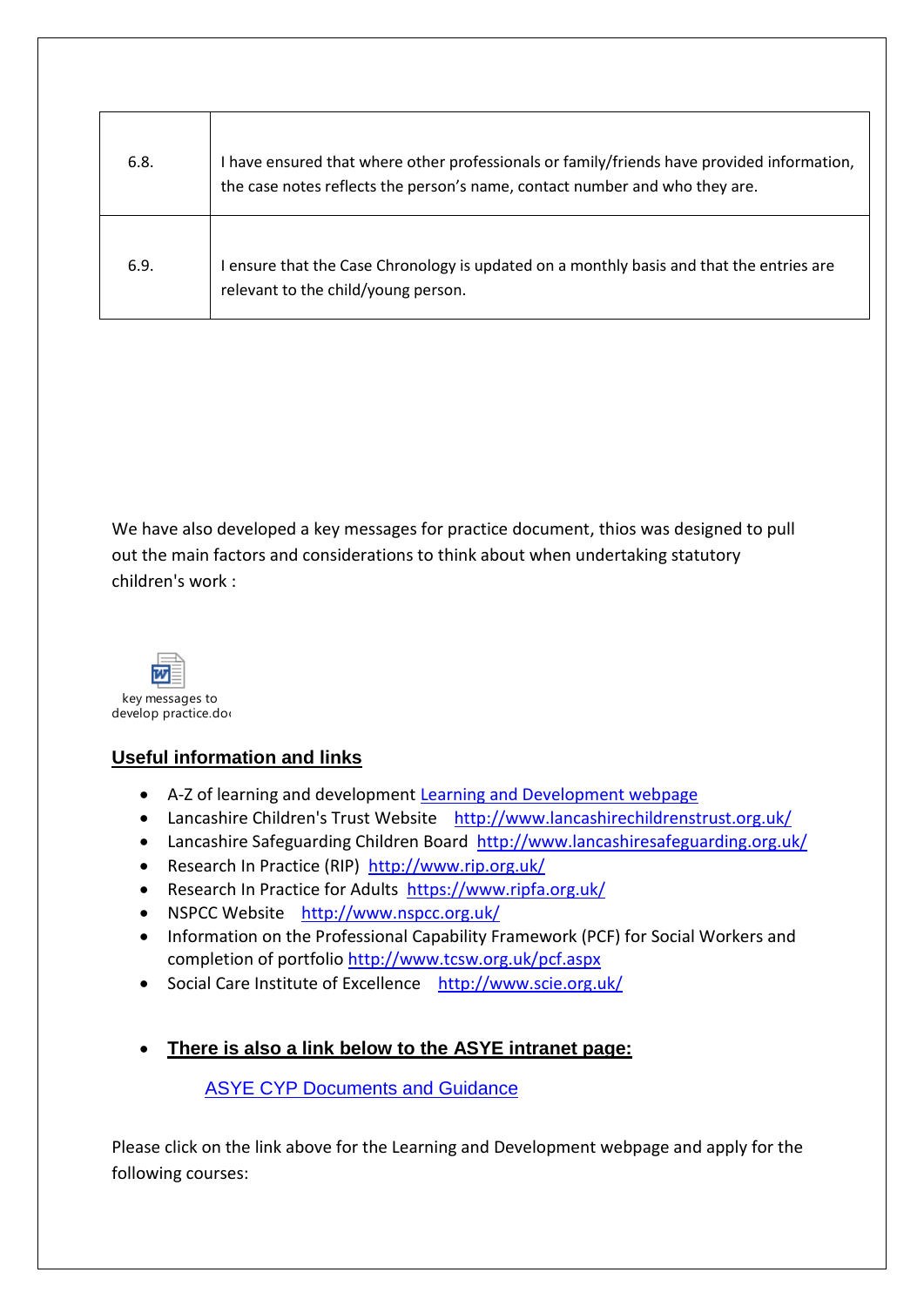| 6.8. | I have ensured that where other professionals or family/friends have provided information, the case notes reflects the person's name, contact number and who they are. |
|---|---|
| 6.9. | I ensure that the Case Chronology is updated on a monthly basis and that the entries are relevant to the child/young person. |

We have also developed a key messages for practice document, thios was designed to pull out the main factors and considerations to think about when undertaking statutory children's work :

key messages to develop practice.doc

## Useful information and links

- A-Z of learning and development Learning and Development webpage
- Lancashire Children's Trust Website http://www.lancashirechildrenstrust.org.uk/
- Lancashire Safeguarding Children Board http://www.lancashiresafeguarding.org.uk/
- Research In Practice (RIP) http://www.rip.org.uk/
- Research In Practice for Adults https://www.ripfa.org.uk/
- NSPCC Website http://www.nspcc.org.uk/
- Information on the Professional Capability Framework (PCF) for Social Workers and completion of portfolio http://www.tcsw.org.uk/pcf.aspx
- Social Care Institute of Excellence http://www.scie.org.uk/

- **There is also a link below to the ASYE intranet page:**

  ASYE CYP Documents and Guidance

Please click on the link above for the Learning and Development webpage and apply for the following courses: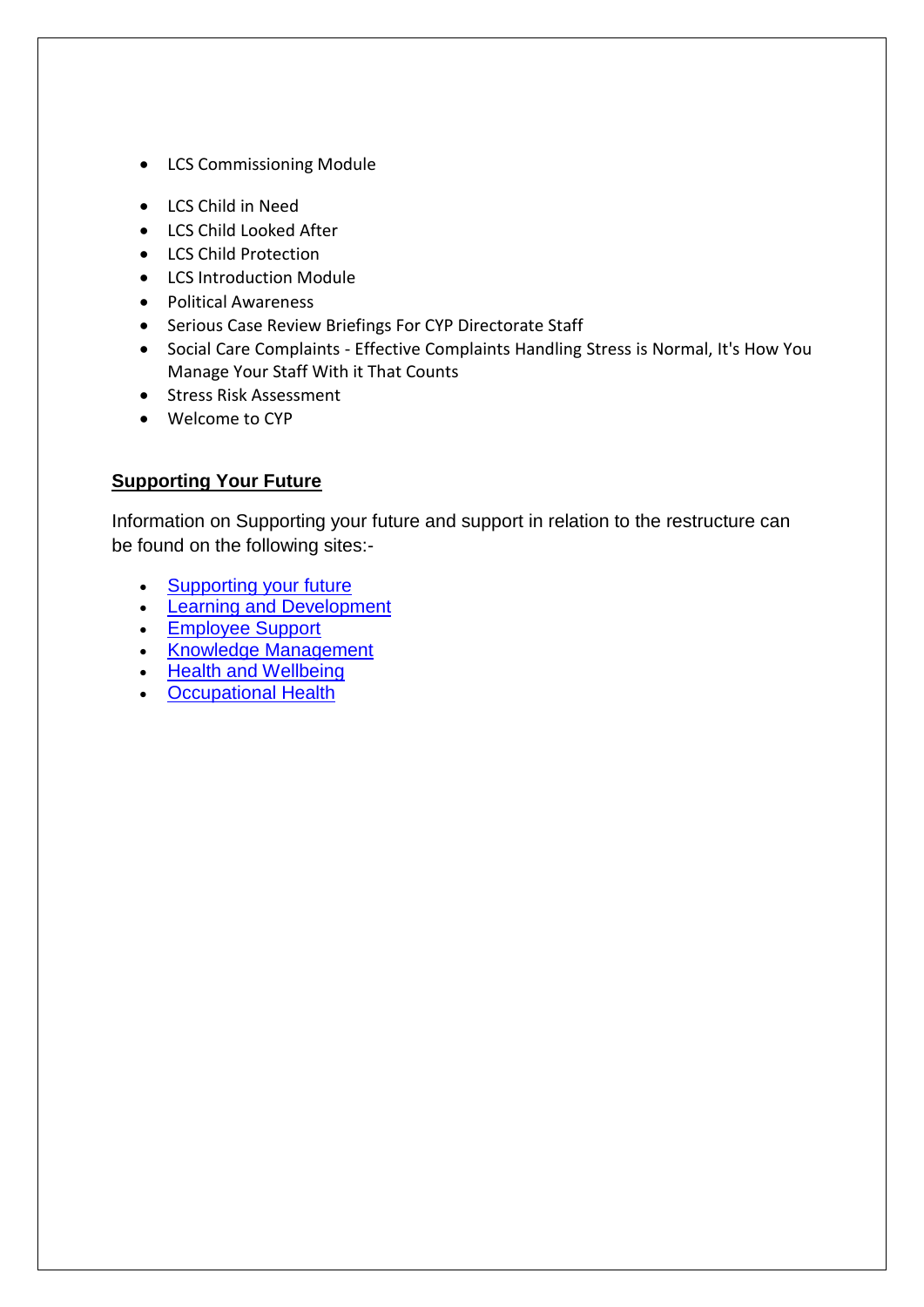- LCS Commissioning Module

- LCS Child in Need
- LCS Child Looked After
- LCS Child Protection
- LCS Introduction Module
- Political Awareness
- Serious Case Review Briefings For CYP Directorate Staff
- Social Care Complaints - Effective Complaints Handling Stress is Normal, It's How You Manage Your Staff With it That Counts
- Stress Risk Assessment
- Welcome to CYP

## Supporting Your Future

Information on Supporting your future and support in relation to the restructure can be found on the following sites:-

- Supporting your future
- Learning and Development
- Employee Support
- Knowledge Management
- Health and Wellbeing
- Occupational Health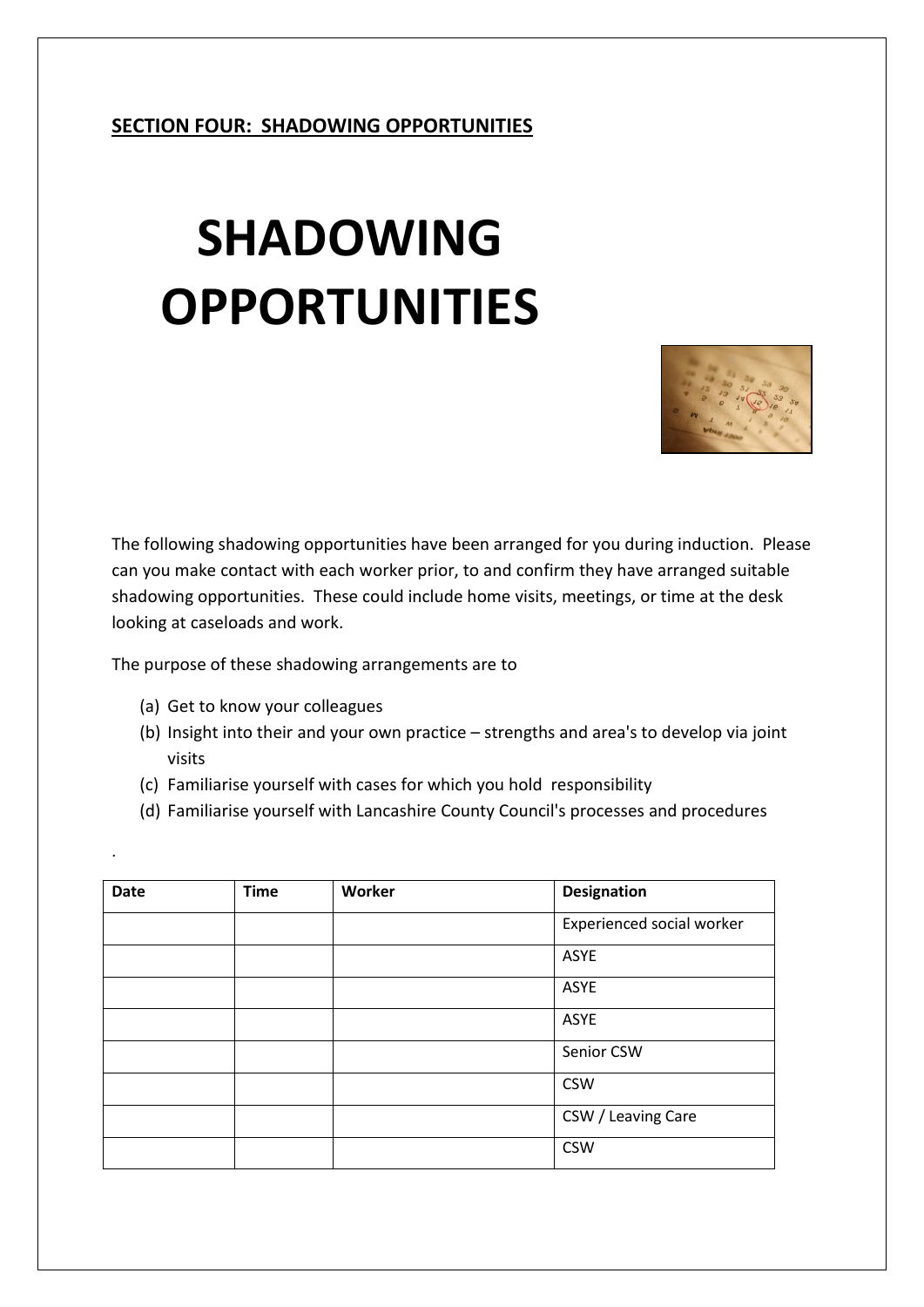**SECTION FOUR: SHADOWING OPPORTUNITIES**

# SHADOWING OPPORTUNITIES

The following shadowing opportunities have been arranged for you during induction. Please can you make contact with each worker prior, to and confirm they have arranged suitable shadowing opportunities. These could include home visits, meetings, or time at the desk looking at caseloads and work.

The purpose of these shadowing arrangements are to

(a) Get to know your colleagues
(b) Insight into their and your own practice – strengths and area's to develop via joint visits
(c) Familiarise yourself with cases for which you hold responsibility
(d) Familiarise yourself with Lancashire County Council's processes and procedures

.

| Date | Time | Worker | Designation |
|---|---|---|---|
| | | | Experienced social worker |
| | | | ASYE |
| | | | ASYE |
| | | | ASYE |
| | | | Senior CSW |
| | | | CSW |
| | | | CSW / Leaving Care |
| | | | CSW |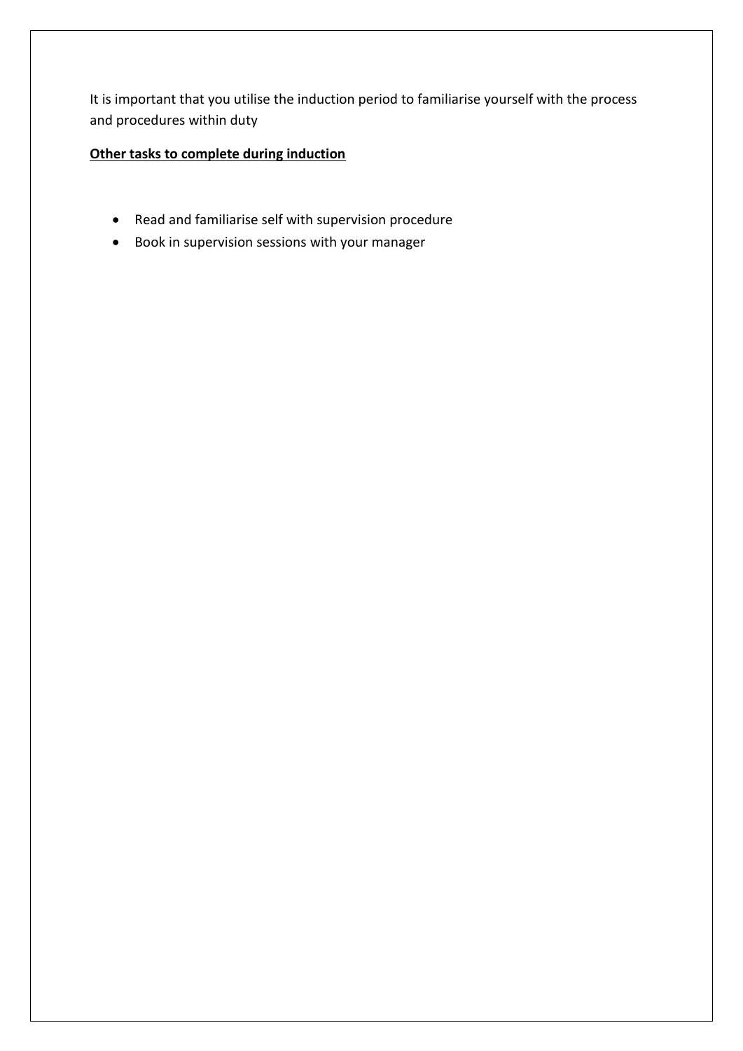It is important that you utilise the induction period to familiarise yourself with the process and procedures within duty

**Other tasks to complete during induction**

- Read and familiarise self with supervision procedure
- Book in supervision sessions with your manager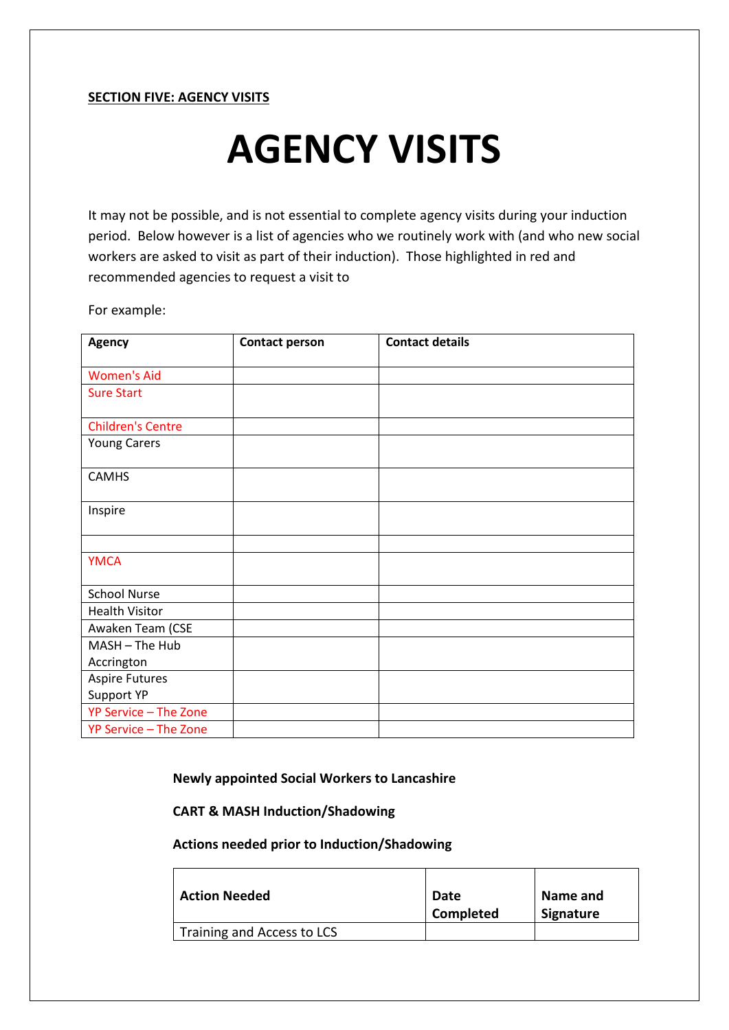**SECTION FIVE: AGENCY VISITS**

# AGENCY VISITS

It may not be possible, and is not essential to complete agency visits during your induction period. Below however is a list of agencies who we routinely work with (and who new social workers are asked to visit as part of their induction). Those highlighted in red and recommended agencies to request a visit to

For example:

| Agency | Contact person | Contact details |
|---|---|---|
| Women's Aid | | |
| Sure Start | | |
| Children's Centre | | |
| Young Carers | | |
| CAMHS | | |
| Inspire | | |
| | | |
| YMCA | | |
| School Nurse | | |
| Health Visitor | | |
| Awaken Team (CSE | | |
| MASH – The Hub Accrington | | |
| Aspire Futures Support YP | | |
| YP Service – The Zone | | |
| YP Service – The Zone | | |

**Newly appointed Social Workers to Lancashire**

**CART & MASH Induction/Shadowing**

**Actions needed prior to Induction/Shadowing**

| Action Needed | Date Completed | Name and Signature |
|---|---|---|
| Training and Access to LCS | | |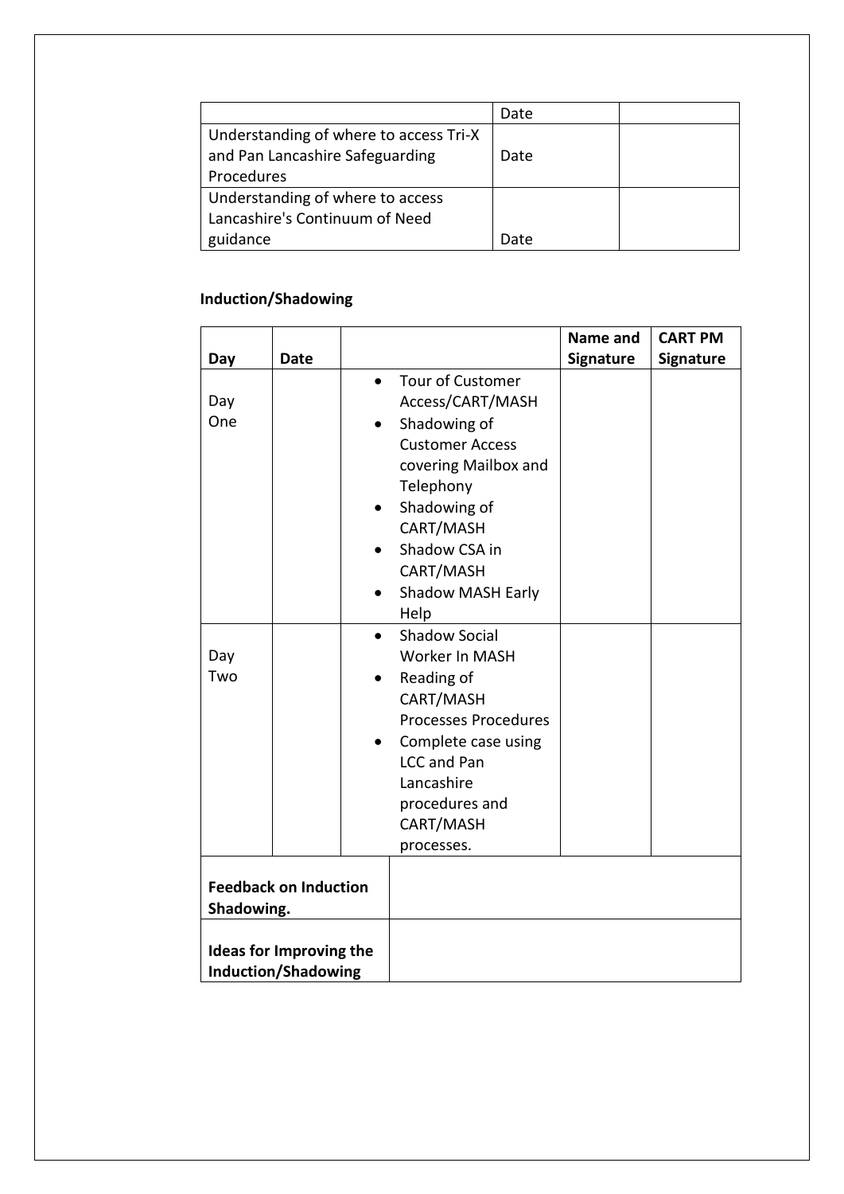| | Date | |
|---|---|---|
| Understanding of where to access Tri-X and Pan Lancashire Safeguarding Procedures | Date | |
| Understanding of where to access Lancashire's Continuum of Need guidance | Date | |

**Induction/Shadowing**

| Day | Date | | Name and Signature | CART PM Signature |
|---|---|---|---|---|
| Day One | | • Tour of Customer Access/CART/MASH<br>• Shadowing of Customer Access covering Mailbox and Telephony<br>• Shadowing of CART/MASH<br>• Shadow CSA in CART/MASH<br>• Shadow MASH Early Help | | |
| Day Two | | • Shadow Social Worker In MASH<br>• Reading of CART/MASH Processes Procedures<br>• Complete case using LCC and Pan Lancashire procedures and CART/MASH processes. | | |

| | |
|---|---|
| **Feedback on Induction Shadowing.** | |
| **Ideas for Improving the Induction/Shadowing** | |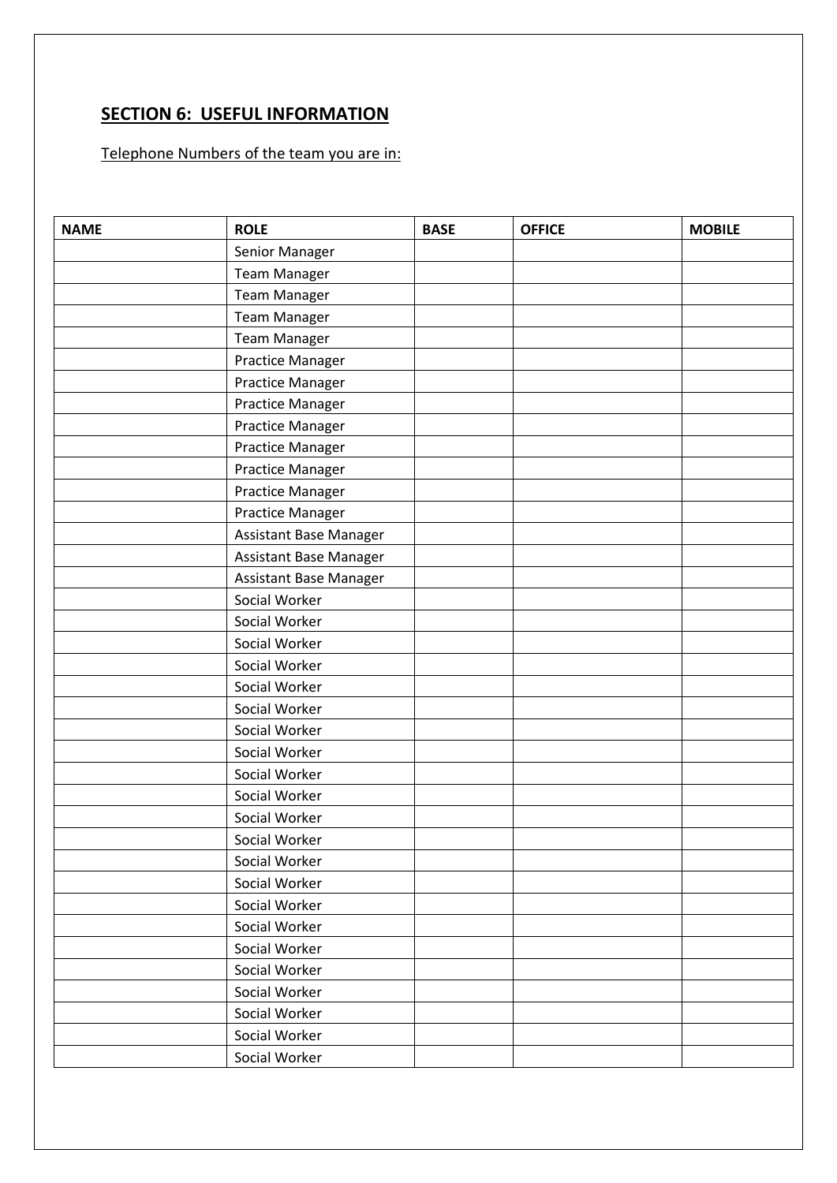## SECTION 6: USEFUL INFORMATION

Telephone Numbers of the team you are in:

| NAME | ROLE | BASE | OFFICE | MOBILE |
|---|---|---|---|---|
| | Senior Manager | | | |
| | Team Manager | | | |
| | Team Manager | | | |
| | Team Manager | | | |
| | Team Manager | | | |
| | Practice Manager | | | |
| | Practice Manager | | | |
| | Practice Manager | | | |
| | Practice Manager | | | |
| | Practice Manager | | | |
| | Practice Manager | | | |
| | Practice Manager | | | |
| | Practice Manager | | | |
| | Assistant Base Manager | | | |
| | Assistant Base Manager | | | |
| | Assistant Base Manager | | | |
| | Social Worker | | | |
| | Social Worker | | | |
| | Social Worker | | | |
| | Social Worker | | | |
| | Social Worker | | | |
| | Social Worker | | | |
| | Social Worker | | | |
| | Social Worker | | | |
| | Social Worker | | | |
| | Social Worker | | | |
| | Social Worker | | | |
| | Social Worker | | | |
| | Social Worker | | | |
| | Social Worker | | | |
| | Social Worker | | | |
| | Social Worker | | | |
| | Social Worker | | | |
| | Social Worker | | | |
| | Social Worker | | | |
| | Social Worker | | | |
| | Social Worker | | | |
| | Social Worker | | | |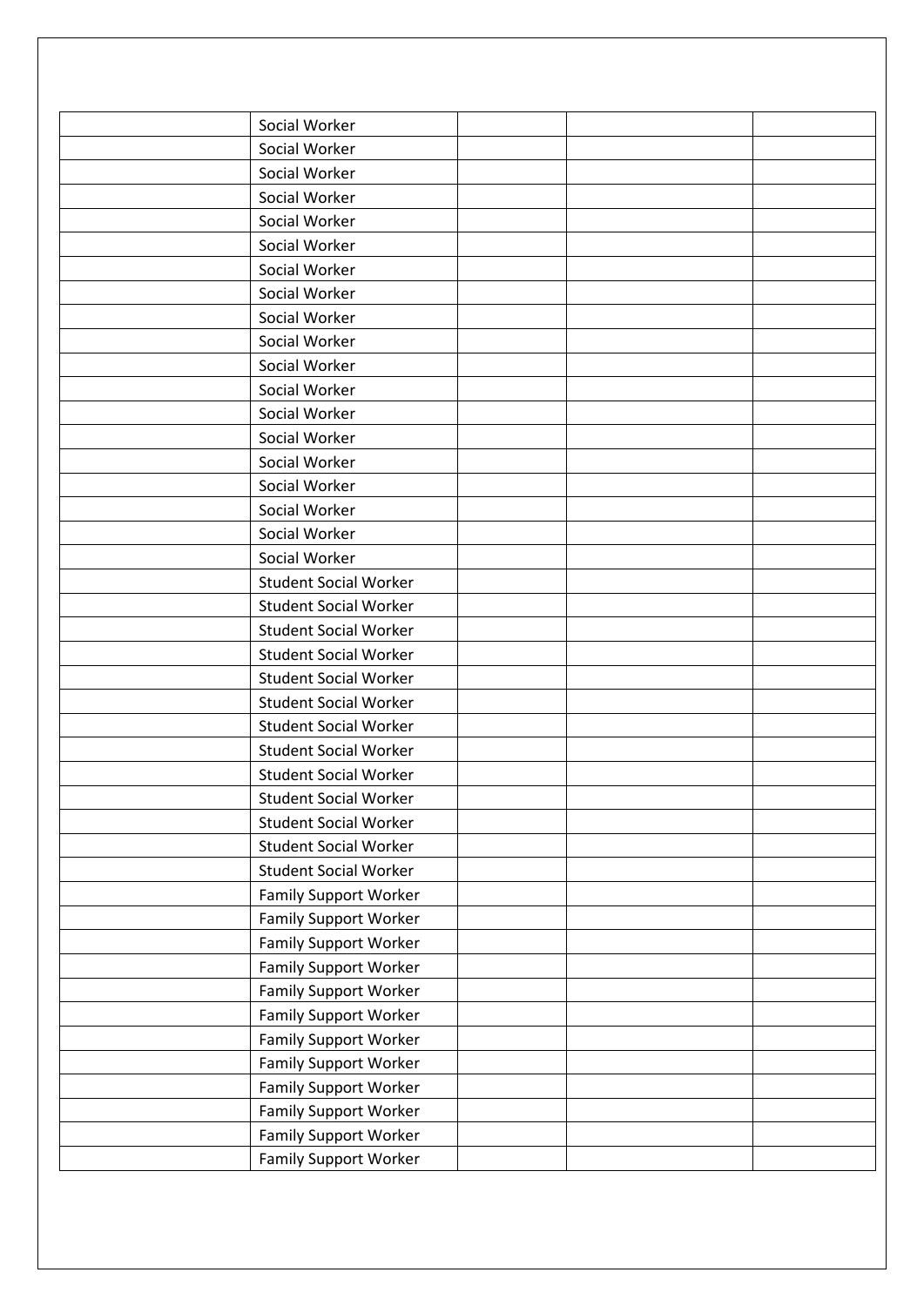| | | | | |
|---|---|---|---|---|
| | Social Worker | | | |
| | Social Worker | | | |
| | Social Worker | | | |
| | Social Worker | | | |
| | Social Worker | | | |
| | Social Worker | | | |
| | Social Worker | | | |
| | Social Worker | | | |
| | Social Worker | | | |
| | Social Worker | | | |
| | Social Worker | | | |
| | Social Worker | | | |
| | Social Worker | | | |
| | Social Worker | | | |
| | Social Worker | | | |
| | Social Worker | | | |
| | Social Worker | | | |
| | Social Worker | | | |
| | Social Worker | | | |
| | Student Social Worker | | | |
| | Student Social Worker | | | |
| | Student Social Worker | | | |
| | Student Social Worker | | | |
| | Student Social Worker | | | |
| | Student Social Worker | | | |
| | Student Social Worker | | | |
| | Student Social Worker | | | |
| | Student Social Worker | | | |
| | Student Social Worker | | | |
| | Student Social Worker | | | |
| | Student Social Worker | | | |
| | Student Social Worker | | | |
| | Family Support Worker | | | |
| | Family Support Worker | | | |
| | Family Support Worker | | | |
| | Family Support Worker | | | |
| | Family Support Worker | | | |
| | Family Support Worker | | | |
| | Family Support Worker | | | |
| | Family Support Worker | | | |
| | Family Support Worker | | | |
| | Family Support Worker | | | |
| | Family Support Worker | | | |
| | Family Support Worker | | | |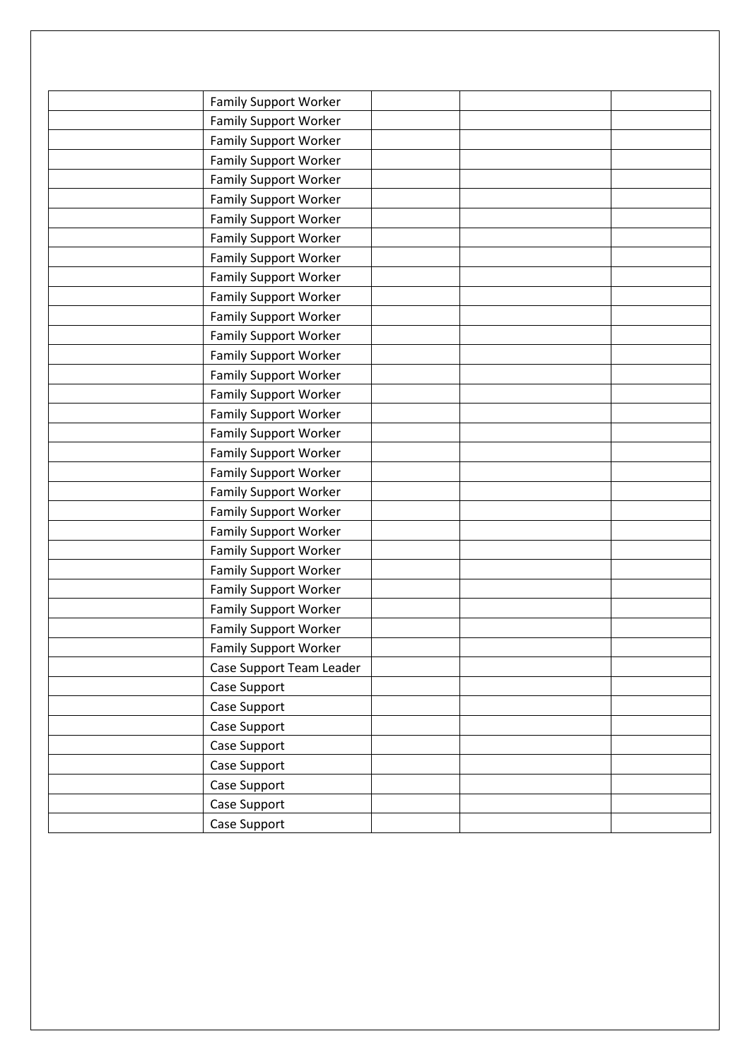| | | | | |
|---|---|---|---|---|
| | Family Support Worker | | | |
| | Family Support Worker | | | |
| | Family Support Worker | | | |
| | Family Support Worker | | | |
| | Family Support Worker | | | |
| | Family Support Worker | | | |
| | Family Support Worker | | | |
| | Family Support Worker | | | |
| | Family Support Worker | | | |
| | Family Support Worker | | | |
| | Family Support Worker | | | |
| | Family Support Worker | | | |
| | Family Support Worker | | | |
| | Family Support Worker | | | |
| | Family Support Worker | | | |
| | Family Support Worker | | | |
| | Family Support Worker | | | |
| | Family Support Worker | | | |
| | Family Support Worker | | | |
| | Family Support Worker | | | |
| | Family Support Worker | | | |
| | Family Support Worker | | | |
| | Family Support Worker | | | |
| | Family Support Worker | | | |
| | Family Support Worker | | | |
| | Family Support Worker | | | |
| | Family Support Worker | | | |
| | Family Support Worker | | | |
| | Family Support Worker | | | |
| | Case Support Team Leader | | | |
| | Case Support | | | |
| | Case Support | | | |
| | Case Support | | | |
| | Case Support | | | |
| | Case Support | | | |
| | Case Support | | | |
| | Case Support | | | |
| | Case Support | | | |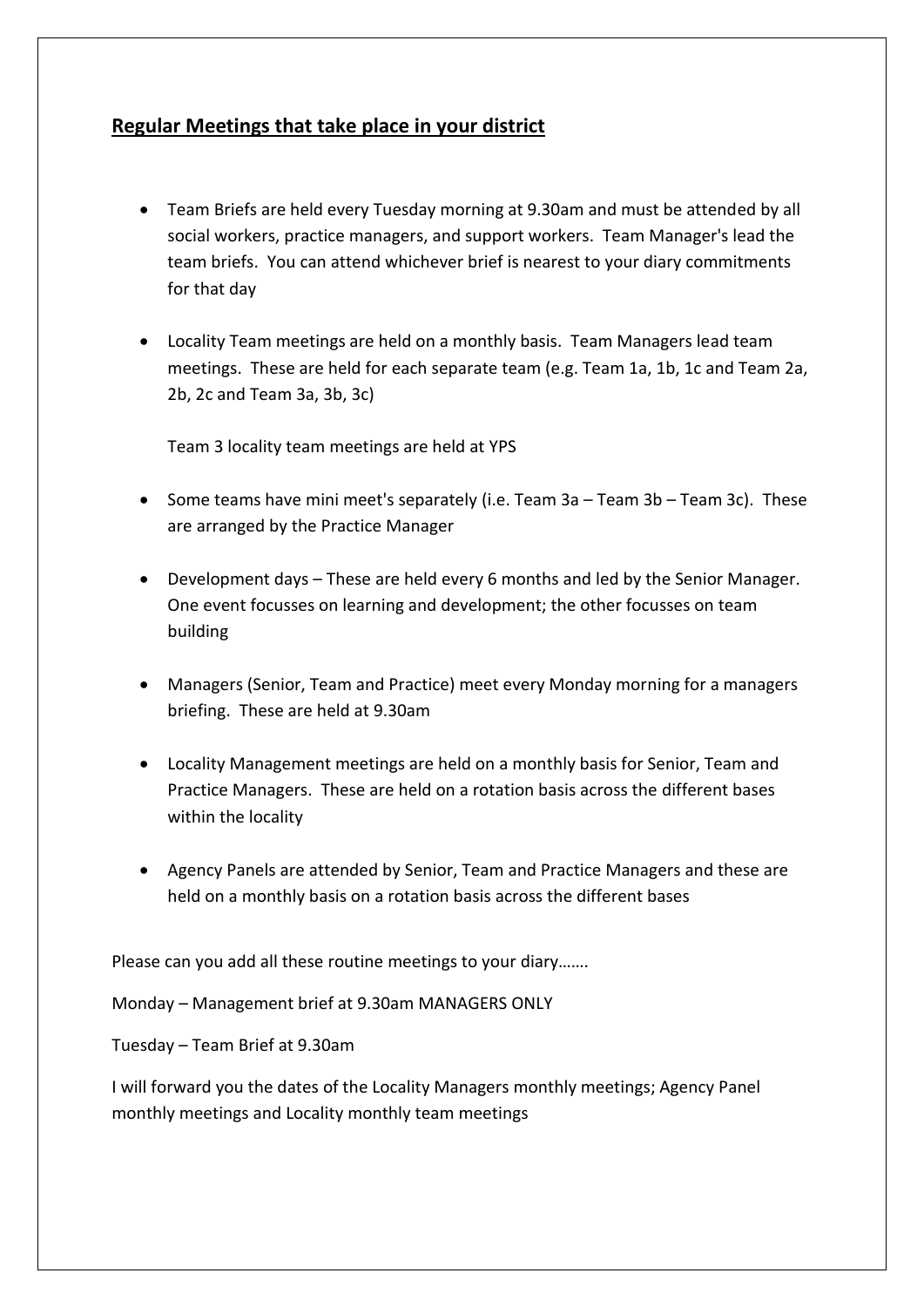## **Regular Meetings that take place in your district**

- Team Briefs are held every Tuesday morning at 9.30am and must be attended by all social workers, practice managers, and support workers. Team Manager's lead the team briefs. You can attend whichever brief is nearest to your diary commitments for that day

- Locality Team meetings are held on a monthly basis. Team Managers lead team meetings. These are held for each separate team (e.g. Team 1a, 1b, 1c and Team 2a, 2b, 2c and Team 3a, 3b, 3c)

  Team 3 locality team meetings are held at YPS

- Some teams have mini meet's separately (i.e. Team 3a – Team 3b – Team 3c). These are arranged by the Practice Manager

- Development days – These are held every 6 months and led by the Senior Manager. One event focusses on learning and development; the other focusses on team building

- Managers (Senior, Team and Practice) meet every Monday morning for a managers briefing. These are held at 9.30am

- Locality Management meetings are held on a monthly basis for Senior, Team and Practice Managers. These are held on a rotation basis across the different bases within the locality

- Agency Panels are attended by Senior, Team and Practice Managers and these are held on a monthly basis on a rotation basis across the different bases

Please can you add all these routine meetings to your diary…….

Monday – Management brief at 9.30am MANAGERS ONLY

Tuesday – Team Brief at 9.30am

I will forward you the dates of the Locality Managers monthly meetings; Agency Panel monthly meetings and Locality monthly team meetings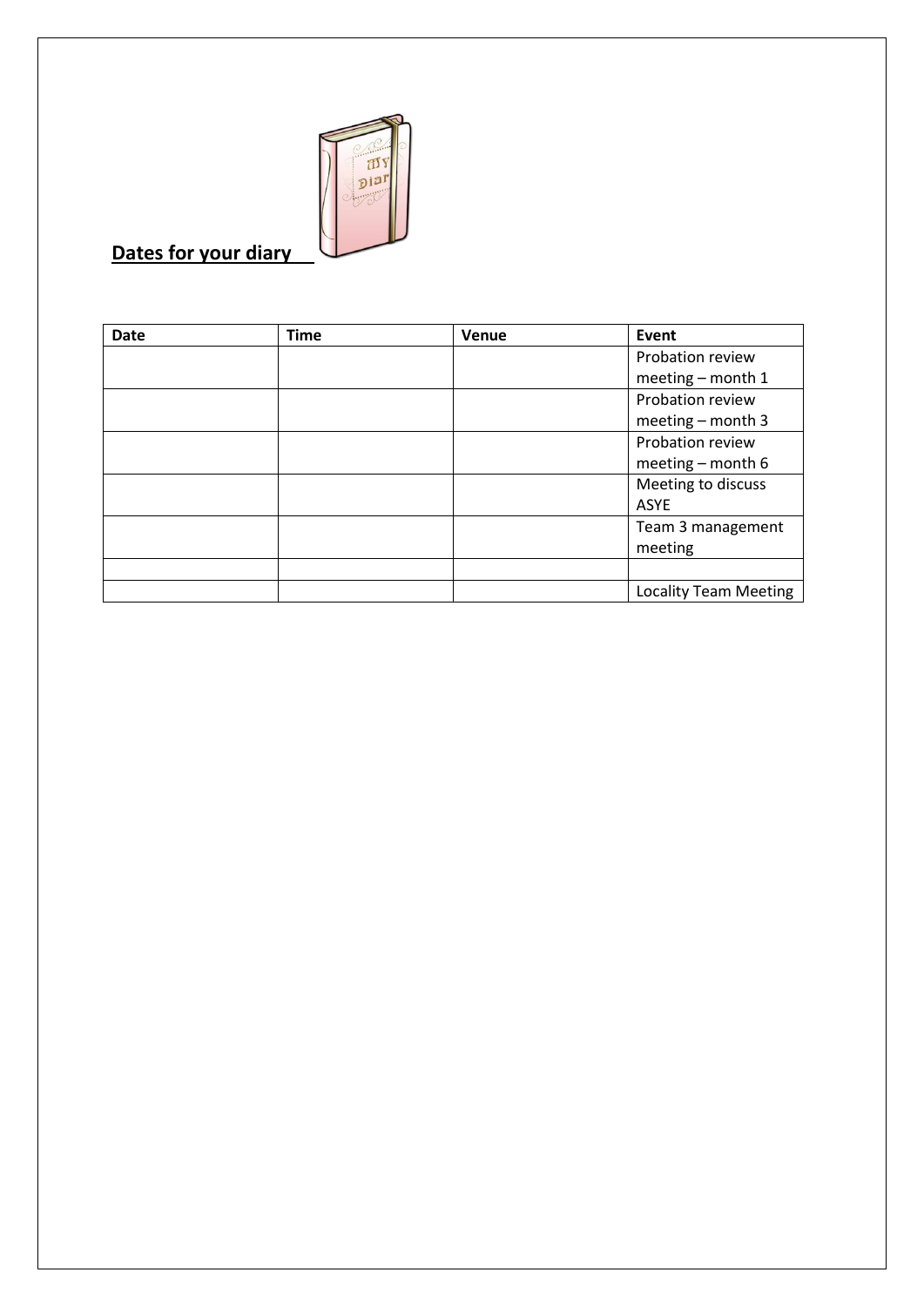## Dates for your diary

| Date | Time | Venue | Event |
|---|---|---|---|
| | | | Probation review meeting – month 1 |
| | | | Probation review meeting – month 3 |
| | | | Probation review meeting – month 6 |
| | | | Meeting to discuss ASYE |
| | | | Team 3 management meeting |
| | | | |
| | | | Locality Team Meeting |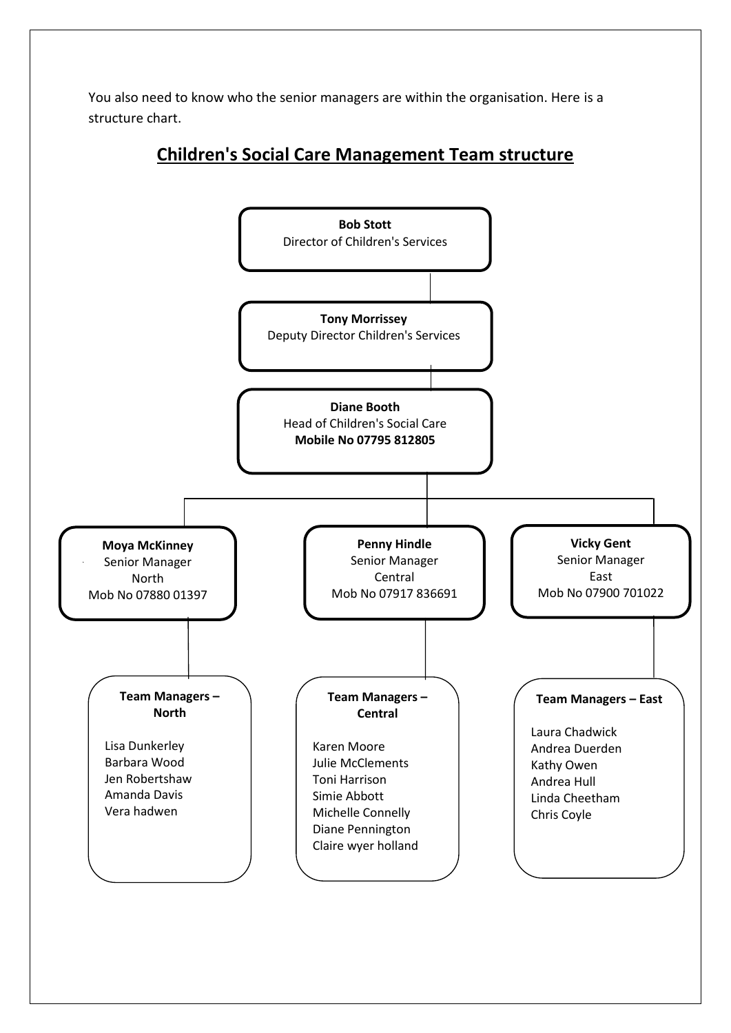You also need to know who the senior managers are within the organisation. Here is a structure chart.

## Children's Social Care Management Team structure

**Bob Stott**
Director of Children's Services

**Tony Morrissey**
Deputy Director Children's Services

**Diane Booth**
Head of Children's Social Care
**Mobile No 07795 812805**

**Moya McKinney**
Senior Manager
North
Mob No 07880 01397

**Penny Hindle**
Senior Manager
Central
Mob No 07917 836691

**Vicky Gent**
Senior Manager
East
Mob No 07900 701022

**Team Managers – North**

- Lisa Dunkerley
- Barbara Wood
- Jen Robertshaw
- Amanda Davis
- Vera hadwen

**Team Managers – Central**

- Karen Moore
- Julie McClements
- Toni Harrison
- Simie Abbott
- Michelle Connelly
- Diane Pennington
- Claire wyer holland

**Team Managers – East**

- Laura Chadwick
- Andrea Duerden
- Kathy Owen
- Andrea Hull
- Linda Cheetham
- Chris Coyle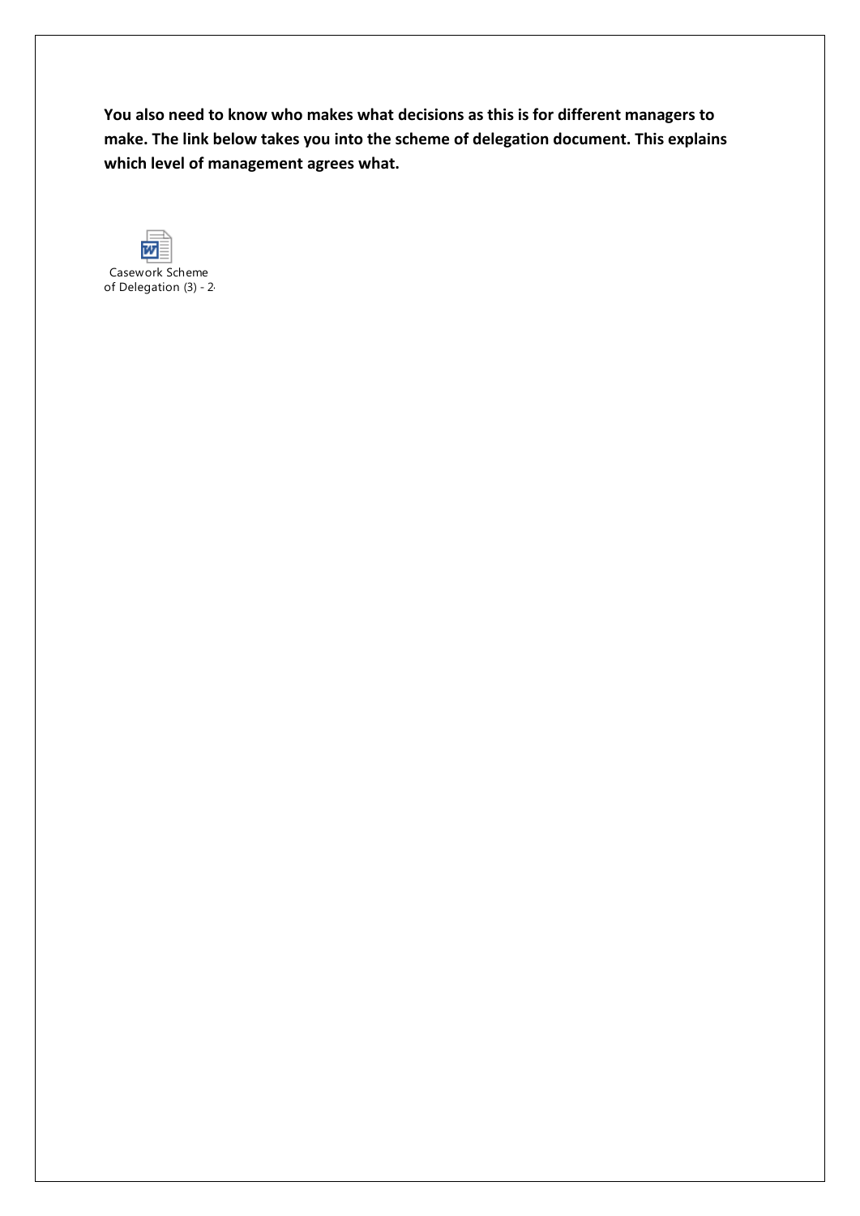**You also need to know who makes what decisions as this is for different managers to make. The link below takes you into the scheme of delegation document. This explains which level of management agrees what.**

Casework Scheme of Delegation (3) - 2